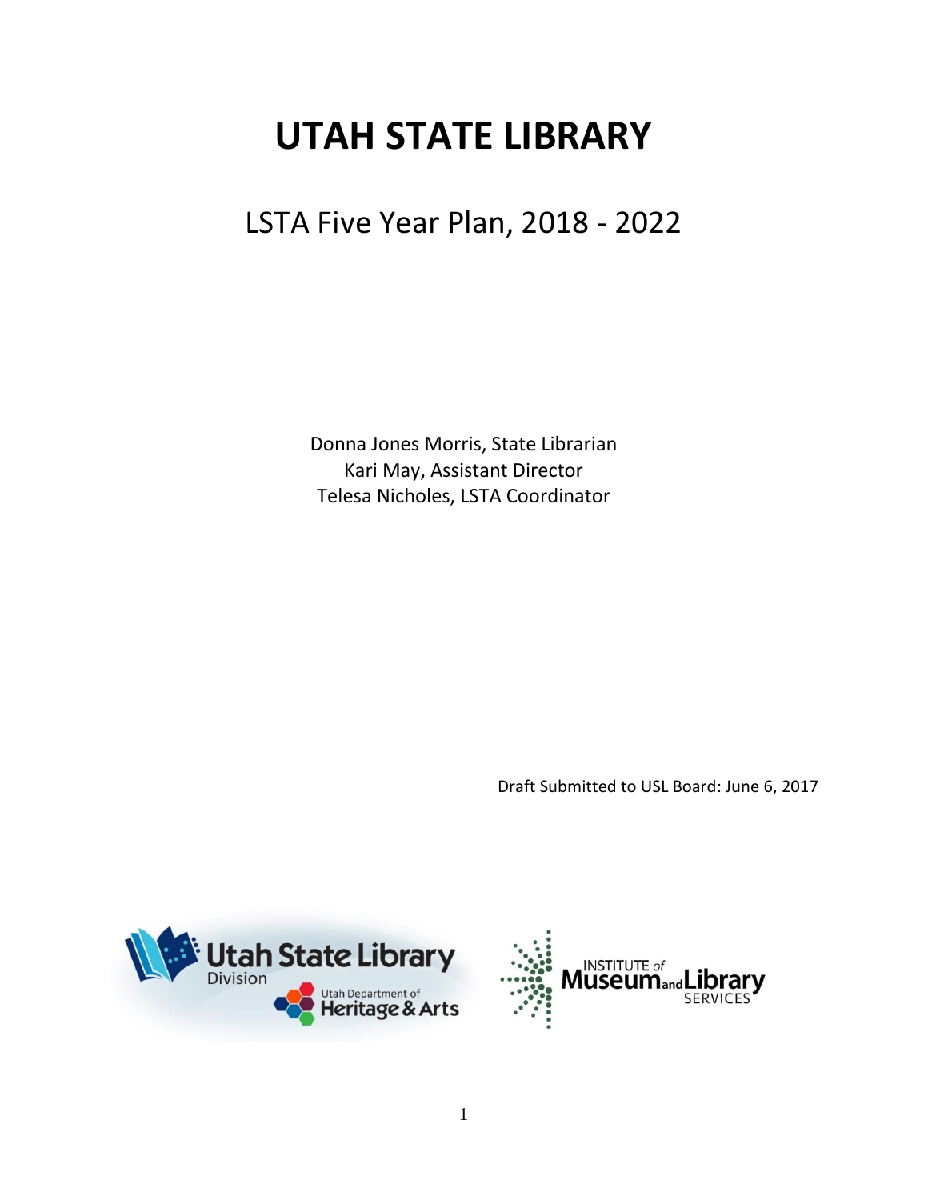# UTAH STATE LIBRARY

## LSTA Five Year Plan, 2018 - 2022

Donna Jones Morris, State Librarian
Kari May, Assistant Director
Telesa Nicholes, LSTA Coordinator

Draft Submitted to USL Board: June 6, 2017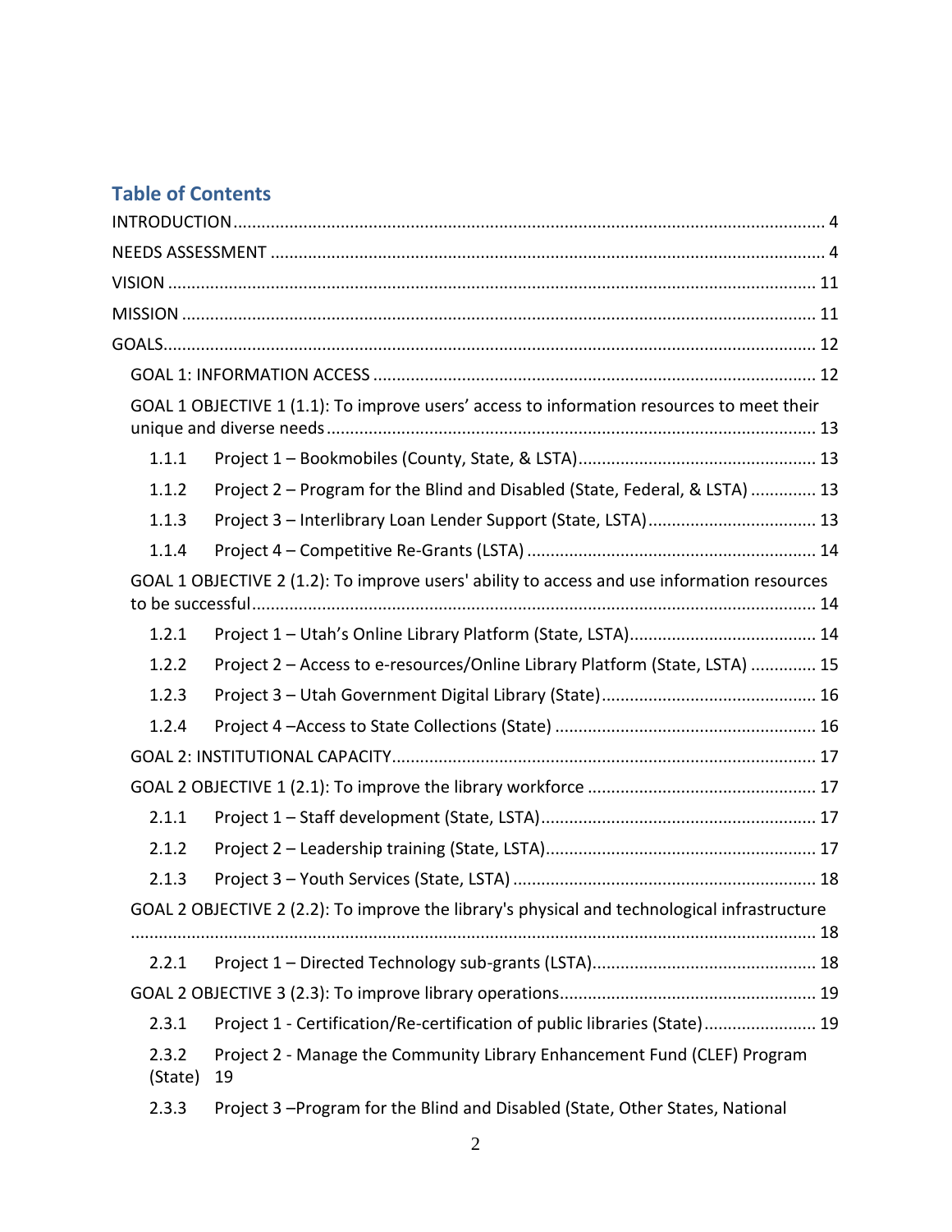## Table of Contents

INTRODUCTION ........................................................................................................................ 4

NEEDS ASSESSMENT ............................................................................................................... 4

VISION ..................................................................................................................................... 11

MISSION .................................................................................................................................. 11

GOALS ...................................................................................................................................... 12

- GOAL 1: INFORMATION ACCESS ........................................................................................ 12
- GOAL 1 OBJECTIVE 1 (1.1): To improve users' access to information resources to meet their unique and diverse needs ........................................................................................................ 13
  - 1.1.1 Project 1 – Bookmobiles (County, State, & LSTA) ........................................................ 13
  - 1.1.2 Project 2 – Program for the Blind and Disabled (State, Federal, & LSTA) .................. 13
  - 1.1.3 Project 3 – Interlibrary Loan Lender Support (State, LSTA) ........................................ 13
  - 1.1.4 Project 4 – Competitive Re-Grants (LSTA) ................................................................... 14
- GOAL 1 OBJECTIVE 2 (1.2): To improve users' ability to access and use information resources to be successful ........................................................................................................................ 14
  - 1.2.1 Project 1 – Utah's Online Library Platform (State, LSTA) ............................................. 14
  - 1.2.2 Project 2 – Access to e-resources/Online Library Platform (State, LSTA) .................. 15
  - 1.2.3 Project 3 – Utah Government Digital Library (State) .................................................. 16
  - 1.2.4 Project 4 –Access to State Collections (State) ............................................................. 16
- GOAL 2: INSTITUTIONAL CAPACITY ..................................................................................... 17
- GOAL 2 OBJECTIVE 1 (2.1): To improve the library workforce .............................................. 17
  - 2.1.1 Project 1 – Staff development (State, LSTA) ................................................................ 17
  - 2.1.2 Project 2 – Leadership training (State, LSTA) ............................................................... 17
  - 2.1.3 Project 3 – Youth Services (State, LSTA) ...................................................................... 18
- GOAL 2 OBJECTIVE 2 (2.2): To improve the library's physical and technological infrastructure ................................................................................................................................................. 18
  - 2.2.1 Project 1 – Directed Technology sub-grants (LSTA) ..................................................... 18
- GOAL 2 OBJECTIVE 3 (2.3): To improve library operations ................................................... 19
  - 2.3.1 Project 1 - Certification/Re-certification of public libraries (State) ............................. 19
  - 2.3.2 Project 2 - Manage the Community Library Enhancement Fund (CLEF) Program (State) 19
  - 2.3.3 Project 3 –Program for the Blind and Disabled (State, Other States, National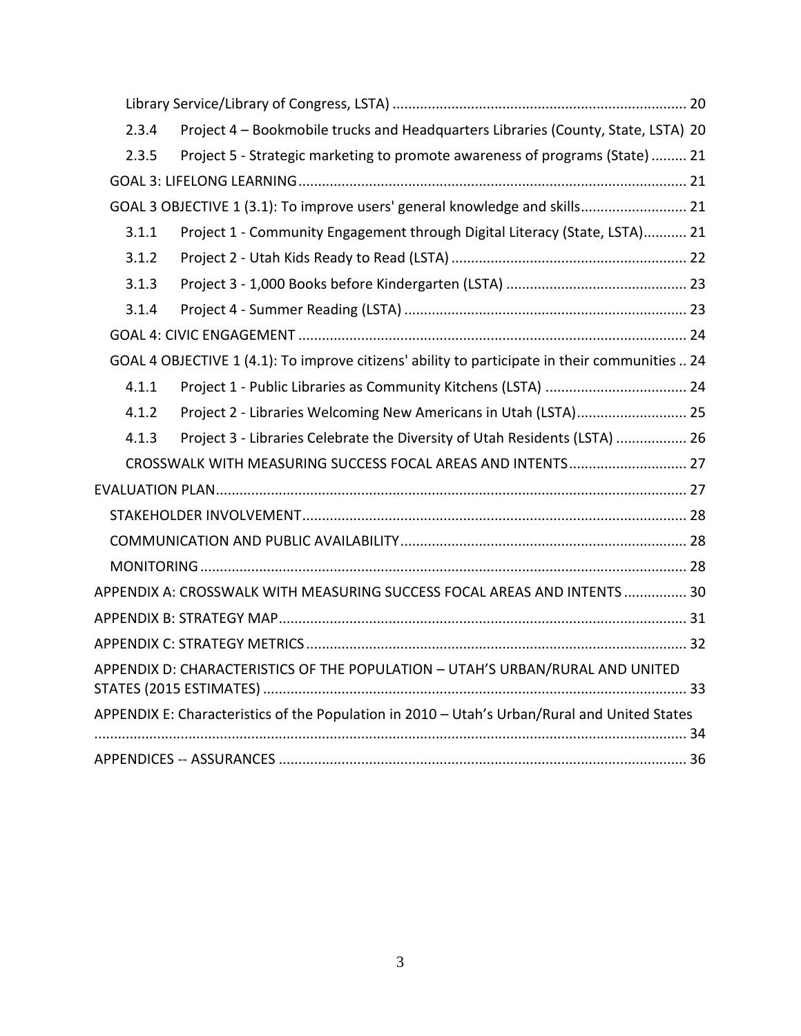Library Service/Library of Congress, LSTA) .......................................................................... 20

2.3.4 Project 4 – Bookmobile trucks and Headquarters Libraries (County, State, LSTA) 20

2.3.5 Project 5 - Strategic marketing to promote awareness of programs (State) ......... 21

GOAL 3: LIFELONG LEARNING .................................................................................................. 21

GOAL 3 OBJECTIVE 1 (3.1): To improve users' general knowledge and skills........................... 21

3.1.1 Project 1 - Community Engagement through Digital Literacy (State, LSTA)........... 21

3.1.2 Project 2 - Utah Kids Ready to Read (LSTA) ............................................................ 22

3.1.3 Project 3 - 1,000 Books before Kindergarten (LSTA) .............................................. 23

3.1.4 Project 4 - Summer Reading (LSTA) ........................................................................ 23

GOAL 4: CIVIC ENGAGEMENT .................................................................................................. 24

GOAL 4 OBJECTIVE 1 (4.1): To improve citizens' ability to participate in their communities .. 24

4.1.1 Project 1 - Public Libraries as Community Kitchens (LSTA) .................................... 24

4.1.2 Project 2 - Libraries Welcoming New Americans in Utah (LSTA)............................ 25

4.1.3 Project 3 - Libraries Celebrate the Diversity of Utah Residents (LSTA) .................. 26

CROSSWALK WITH MEASURING SUCCESS FOCAL AREAS AND INTENTS.............................. 27

EVALUATION PLAN....................................................................................................................... 27

STAKEHOLDER INVOLVEMENT................................................................................................. 28

COMMUNICATION AND PUBLIC AVAILABILITY......................................................................... 28

MONITORING ............................................................................................................................ 28

APPENDIX A: CROSSWALK WITH MEASURING SUCCESS FOCAL AREAS AND INTENTS ................ 30

APPENDIX B: STRATEGY MAP........................................................................................................ 31

APPENDIX C: STRATEGY METRICS ................................................................................................. 32

APPENDIX D: CHARACTERISTICS OF THE POPULATION – UTAH'S URBAN/RURAL AND UNITED STATES (2015 ESTIMATES) ........................................................................................................... 33

APPENDIX E: Characteristics of the Population in 2010 – Utah's Urban/Rural and United States ...................................................................................................................................................... 34

APPENDICES -- ASSURANCES ....................................................................................................... 36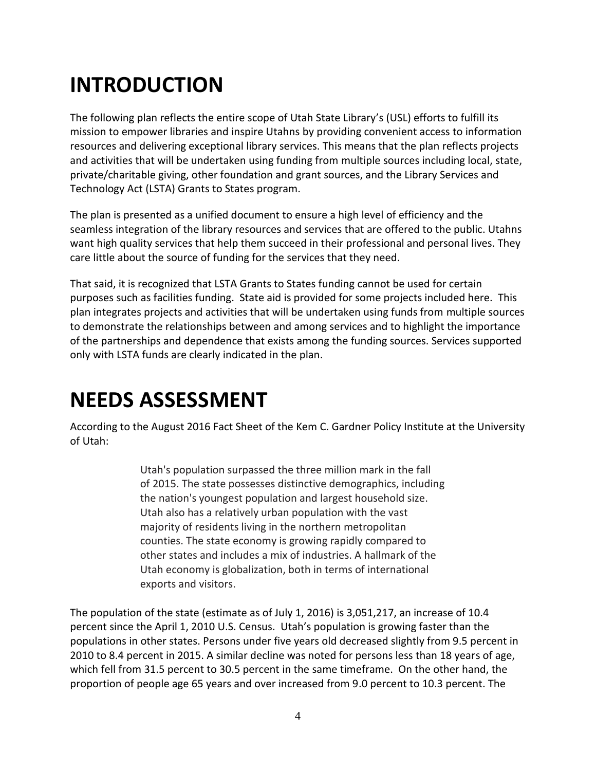# INTRODUCTION

The following plan reflects the entire scope of Utah State Library's (USL) efforts to fulfill its mission to empower libraries and inspire Utahns by providing convenient access to information resources and delivering exceptional library services. This means that the plan reflects projects and activities that will be undertaken using funding from multiple sources including local, state, private/charitable giving, other foundation and grant sources, and the Library Services and Technology Act (LSTA) Grants to States program.

The plan is presented as a unified document to ensure a high level of efficiency and the seamless integration of the library resources and services that are offered to the public. Utahns want high quality services that help them succeed in their professional and personal lives. They care little about the source of funding for the services that they need.

That said, it is recognized that LSTA Grants to States funding cannot be used for certain purposes such as facilities funding. State aid is provided for some projects included here. This plan integrates projects and activities that will be undertaken using funds from multiple sources to demonstrate the relationships between and among services and to highlight the importance of the partnerships and dependence that exists among the funding sources. Services supported only with LSTA funds are clearly indicated in the plan.

# NEEDS ASSESSMENT

According to the August 2016 Fact Sheet of the Kem C. Gardner Policy Institute at the University of Utah:

> Utah's population surpassed the three million mark in the fall of 2015. The state possesses distinctive demographics, including the nation's youngest population and largest household size. Utah also has a relatively urban population with the vast majority of residents living in the northern metropolitan counties. The state economy is growing rapidly compared to other states and includes a mix of industries. A hallmark of the Utah economy is globalization, both in terms of international exports and visitors.

The population of the state (estimate as of July 1, 2016) is 3,051,217, an increase of 10.4 percent since the April 1, 2010 U.S. Census. Utah's population is growing faster than the populations in other states. Persons under five years old decreased slightly from 9.5 percent in 2010 to 8.4 percent in 2015. A similar decline was noted for persons less than 18 years of age, which fell from 31.5 percent to 30.5 percent in the same timeframe. On the other hand, the proportion of people age 65 years and over increased from 9.0 percent to 10.3 percent. The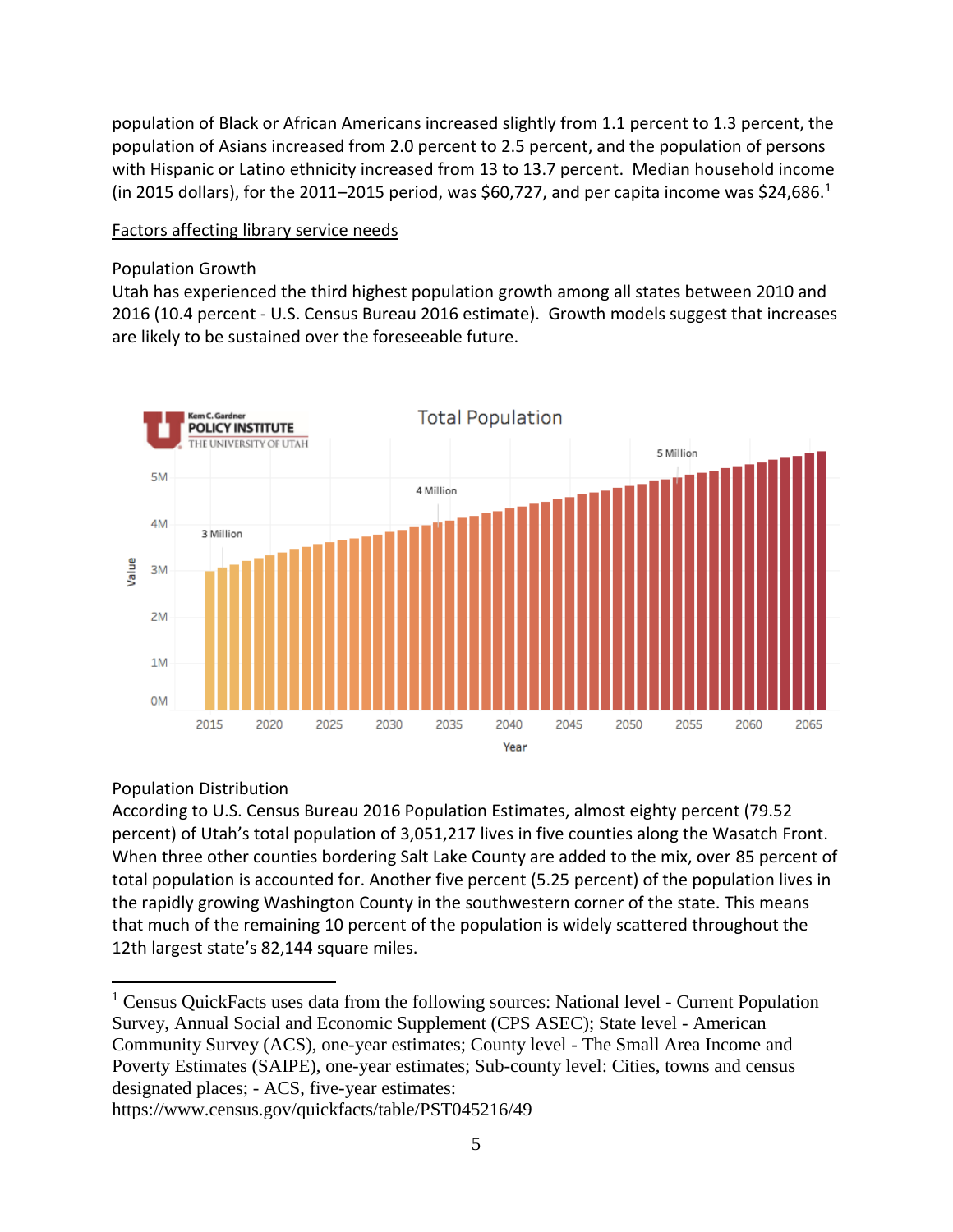population of Black or African Americans increased slightly from 1.1 percent to 1.3 percent, the population of Asians increased from 2.0 percent to 2.5 percent, and the population of persons with Hispanic or Latino ethnicity increased from 13 to 13.7 percent. Median household income (in 2015 dollars), for the 2011–2015 period, was $60,727, and per capita income was $24,686.[1]

<u>Factors affecting library service needs</u>

Population Growth

Utah has experienced the third highest population growth among all states between 2010 and 2016 (10.4 percent - U.S. Census Bureau 2016 estimate). Growth models suggest that increases are likely to be sustained over the foreseeable future.

Population Distribution

According to U.S. Census Bureau 2016 Population Estimates, almost eighty percent (79.52 percent) of Utah's total population of 3,051,217 lives in five counties along the Wasatch Front. When three other counties bordering Salt Lake County are added to the mix, over 85 percent of total population is accounted for. Another five percent (5.25 percent) of the population lives in the rapidly growing Washington County in the southwestern corner of the state. This means that much of the remaining 10 percent of the population is widely scattered throughout the 12th largest state's 82,144 square miles.

---

[1] Census QuickFacts uses data from the following sources: National level - Current Population Survey, Annual Social and Economic Supplement (CPS ASEC); State level - American Community Survey (ACS), one-year estimates; County level - The Small Area Income and Poverty Estimates (SAIPE), one-year estimates; Sub-county level: Cities, towns and census designated places; - ACS, five-year estimates: https://www.census.gov/quickfacts/table/PST045216/49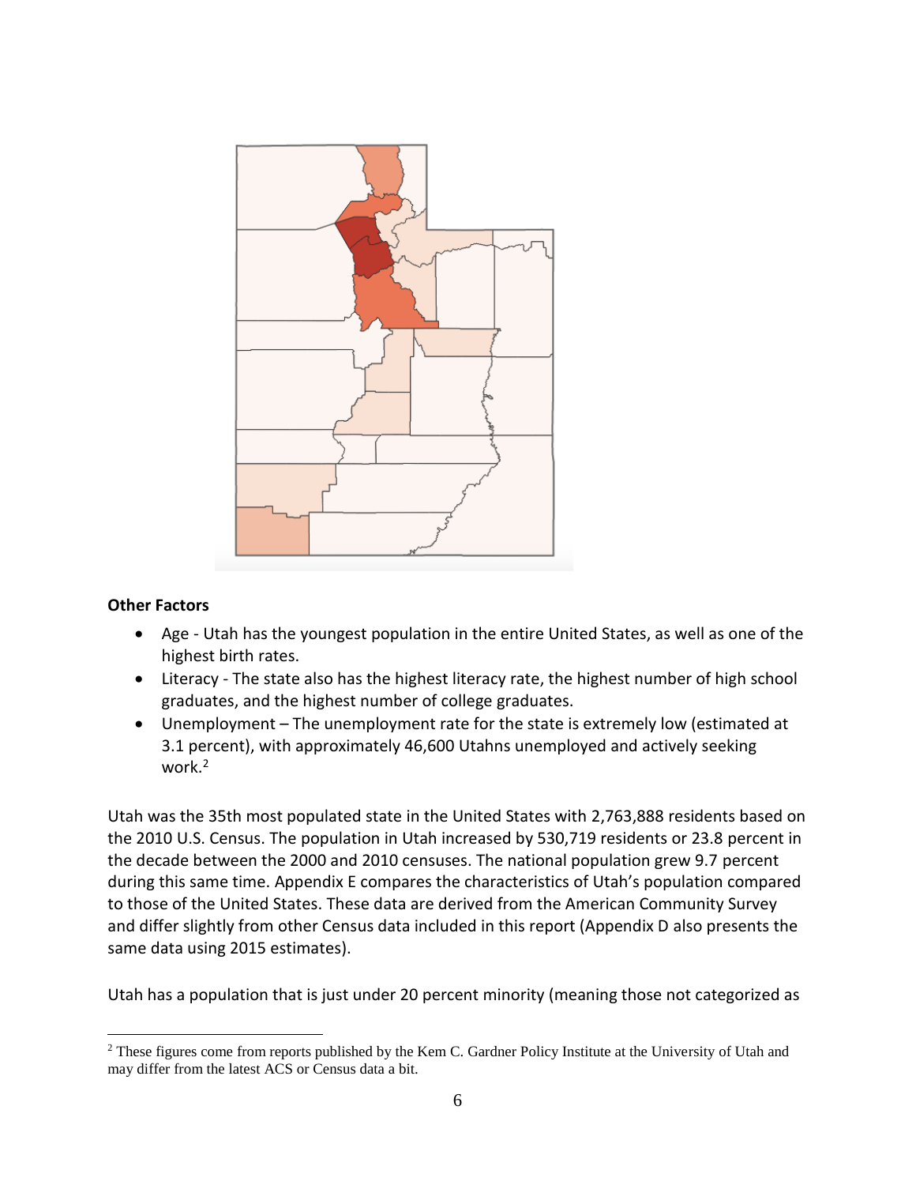**Other Factors**

- Age - Utah has the youngest population in the entire United States, as well as one of the highest birth rates.
- Literacy - The state also has the highest literacy rate, the highest number of high school graduates, and the highest number of college graduates.
- Unemployment – The unemployment rate for the state is extremely low (estimated at 3.1 percent), with approximately 46,600 Utahns unemployed and actively seeking work.[2]

Utah was the 35th most populated state in the United States with 2,763,888 residents based on the 2010 U.S. Census. The population in Utah increased by 530,719 residents or 23.8 percent in the decade between the 2000 and 2010 censuses. The national population grew 9.7 percent during this same time. Appendix E compares the characteristics of Utah's population compared to those of the United States. These data are derived from the American Community Survey and differ slightly from other Census data included in this report (Appendix D also presents the same data using 2015 estimates).

Utah has a population that is just under 20 percent minority (meaning those not categorized as

[2] These figures come from reports published by the Kem C. Gardner Policy Institute at the University of Utah and may differ from the latest ACS or Census data a bit.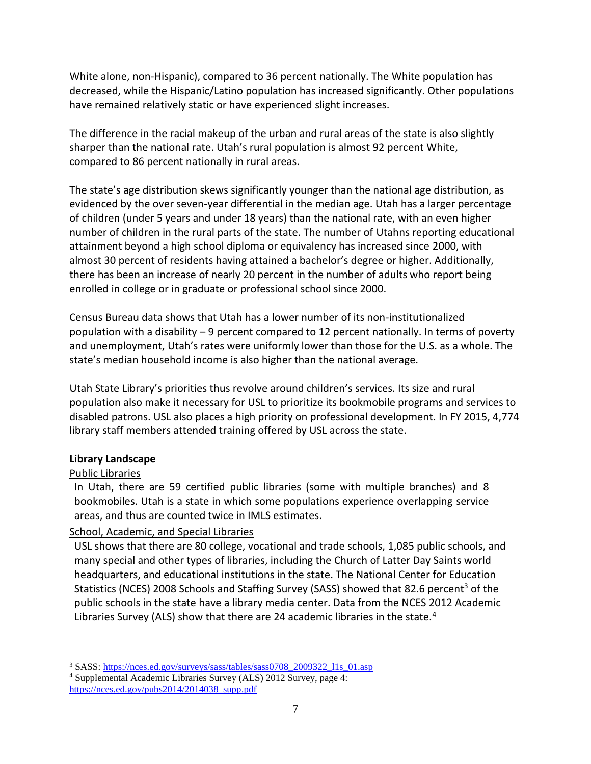White alone, non-Hispanic), compared to 36 percent nationally. The White population has decreased, while the Hispanic/Latino population has increased significantly. Other populations have remained relatively static or have experienced slight increases.

The difference in the racial makeup of the urban and rural areas of the state is also slightly sharper than the national rate. Utah's rural population is almost 92 percent White, compared to 86 percent nationally in rural areas.

The state's age distribution skews significantly younger than the national age distribution, as evidenced by the over seven-year differential in the median age. Utah has a larger percentage of children (under 5 years and under 18 years) than the national rate, with an even higher number of children in the rural parts of the state. The number of Utahns reporting educational attainment beyond a high school diploma or equivalency has increased since 2000, with almost 30 percent of residents having attained a bachelor's degree or higher. Additionally, there has been an increase of nearly 20 percent in the number of adults who report being enrolled in college or in graduate or professional school since 2000.

Census Bureau data shows that Utah has a lower number of its non-institutionalized population with a disability – 9 percent compared to 12 percent nationally. In terms of poverty and unemployment, Utah's rates were uniformly lower than those for the U.S. as a whole. The state's median household income is also higher than the national average.

Utah State Library's priorities thus revolve around children's services. Its size and rural population also make it necessary for USL to prioritize its bookmobile programs and services to disabled patrons. USL also places a high priority on professional development. In FY 2015, 4,774 library staff members attended training offered by USL across the state.

**Library Landscape**

Public Libraries

In Utah, there are 59 certified public libraries (some with multiple branches) and 8 bookmobiles. Utah is a state in which some populations experience overlapping service areas, and thus are counted twice in IMLS estimates.

School, Academic, and Special Libraries

USL shows that there are 80 college, vocational and trade schools, 1,085 public schools, and many special and other types of libraries, including the Church of Latter Day Saints world headquarters, and educational institutions in the state. The National Center for Education Statistics (NCES) 2008 Schools and Staffing Survey (SASS) showed that 82.6 percent[3] of the public schools in the state have a library media center. Data from the NCES 2012 Academic Libraries Survey (ALS) show that there are 24 academic libraries in the state.[4]

---

[3] SASS: https://nces.ed.gov/surveys/sass/tables/sass0708_2009322_l1s_01.asp

[4] Supplemental Academic Libraries Survey (ALS) 2012 Survey, page 4: https://nces.ed.gov/pubs2014/2014038_supp.pdf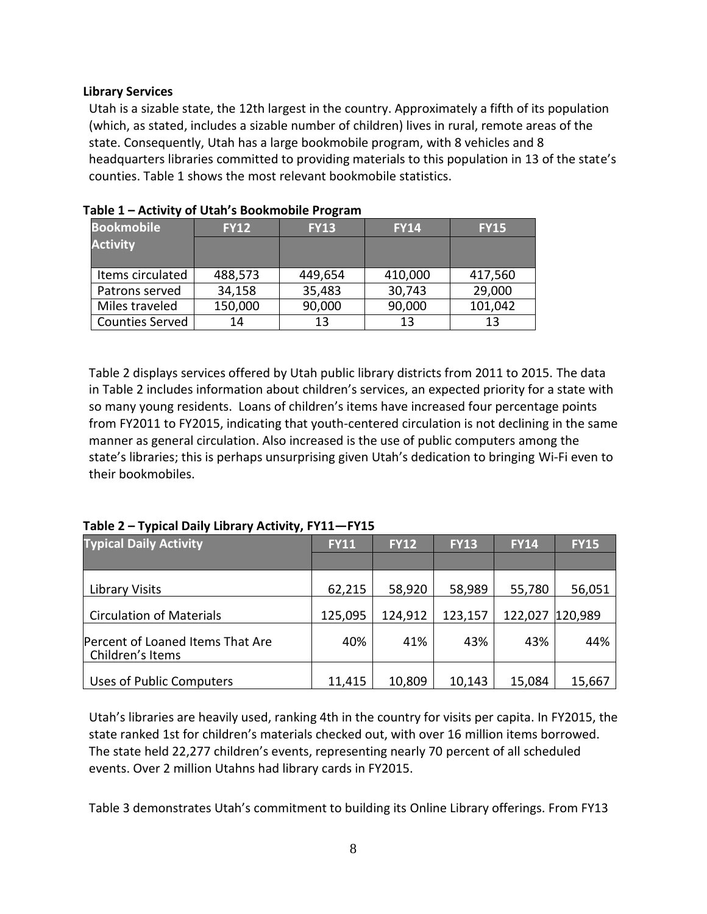**Library Services**

Utah is a sizable state, the 12th largest in the country. Approximately a fifth of its population (which, as stated, includes a sizable number of children) lives in rural, remote areas of the state. Consequently, Utah has a large bookmobile program, with 8 vehicles and 8 headquarters libraries committed to providing materials to this population in 13 of the state's counties. Table 1 shows the most relevant bookmobile statistics.

**Table 1 – Activity of Utah's Bookmobile Program**

| Bookmobile Activity | FY12 | FY13 | FY14 | FY15 |
|---|---|---|---|---|
| Items circulated | 488,573 | 449,654 | 410,000 | 417,560 |
| Patrons served | 34,158 | 35,483 | 30,743 | 29,000 |
| Miles traveled | 150,000 | 90,000 | 90,000 | 101,042 |
| Counties Served | 14 | 13 | 13 | 13 |

Table 2 displays services offered by Utah public library districts from 2011 to 2015. The data in Table 2 includes information about children's services, an expected priority for a state with so many young residents. Loans of children's items have increased four percentage points from FY2011 to FY2015, indicating that youth-centered circulation is not declining in the same manner as general circulation. Also increased is the use of public computers among the state's libraries; this is perhaps unsurprising given Utah's dedication to bringing Wi-Fi even to their bookmobiles.

**Table 2 – Typical Daily Library Activity, FY11—FY15**

| Typical Daily Activity | FY11 | FY12 | FY13 | FY14 | FY15 |
|---|---|---|---|---|---|
| Library Visits | 62,215 | 58,920 | 58,989 | 55,780 | 56,051 |
| Circulation of Materials | 125,095 | 124,912 | 123,157 | 122,027 | 120,989 |
| Percent of Loaned Items That Are Children's Items | 40% | 41% | 43% | 43% | 44% |
| Uses of Public Computers | 11,415 | 10,809 | 10,143 | 15,084 | 15,667 |

Utah's libraries are heavily used, ranking 4th in the country for visits per capita. In FY2015, the state ranked 1st for children's materials checked out, with over 16 million items borrowed. The state held 22,277 children's events, representing nearly 70 percent of all scheduled events. Over 2 million Utahns had library cards in FY2015.

Table 3 demonstrates Utah's commitment to building its Online Library offerings. From FY13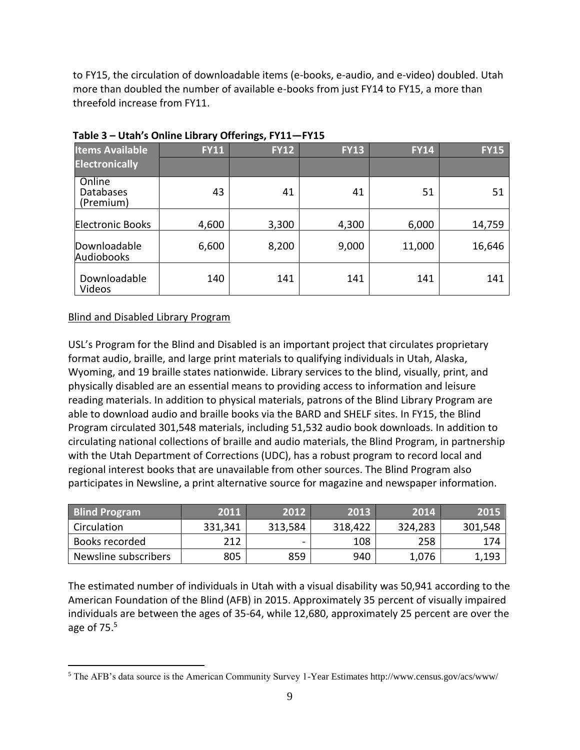to FY15, the circulation of downloadable items (e-books, e-audio, and e-video) doubled. Utah more than doubled the number of available e-books from just FY14 to FY15, a more than threefold increase from FY11.

**Table 3 – Utah's Online Library Offerings, FY11—FY15**

| Items Available Electronically | FY11 | FY12 | FY13 | FY14 | FY15 |
|---|---|---|---|---|---|
| Online Databases (Premium) | 43 | 41 | 41 | 51 | 51 |
| Electronic Books | 4,600 | 3,300 | 4,300 | 6,000 | 14,759 |
| Downloadable Audiobooks | 6,600 | 8,200 | 9,000 | 11,000 | 16,646 |
| Downloadable Videos | 140 | 141 | 141 | 141 | 141 |

Blind and Disabled Library Program

USL's Program for the Blind and Disabled is an important project that circulates proprietary format audio, braille, and large print materials to qualifying individuals in Utah, Alaska, Wyoming, and 19 braille states nationwide. Library services to the blind, visually, print, and physically disabled are an essential means to providing access to information and leisure reading materials. In addition to physical materials, patrons of the Blind Library Program are able to download audio and braille books via the BARD and SHELF sites. In FY15, the Blind Program circulated 301,548 materials, including 51,532 audio book downloads. In addition to circulating national collections of braille and audio materials, the Blind Program, in partnership with the Utah Department of Corrections (UDC), has a robust program to record local and regional interest books that are unavailable from other sources. The Blind Program also participates in Newsline, a print alternative source for magazine and newspaper information.

| Blind Program | 2011 | 2012 | 2013 | 2014 | 2015 |
|---|---|---|---|---|---|
| Circulation | 331,341 | 313,584 | 318,422 | 324,283 | 301,548 |
| Books recorded | 212 | - | 108 | 258 | 174 |
| Newsline subscribers | 805 | 859 | 940 | 1,076 | 1,193 |

The estimated number of individuals in Utah with a visual disability was 50,941 according to the American Foundation of the Blind (AFB) in 2015. Approximately 35 percent of visually impaired individuals are between the ages of 35-64, while 12,680, approximately 25 percent are over the age of 75.[5]

[5] The AFB's data source is the American Community Survey 1-Year Estimates http://www.census.gov/acs/www/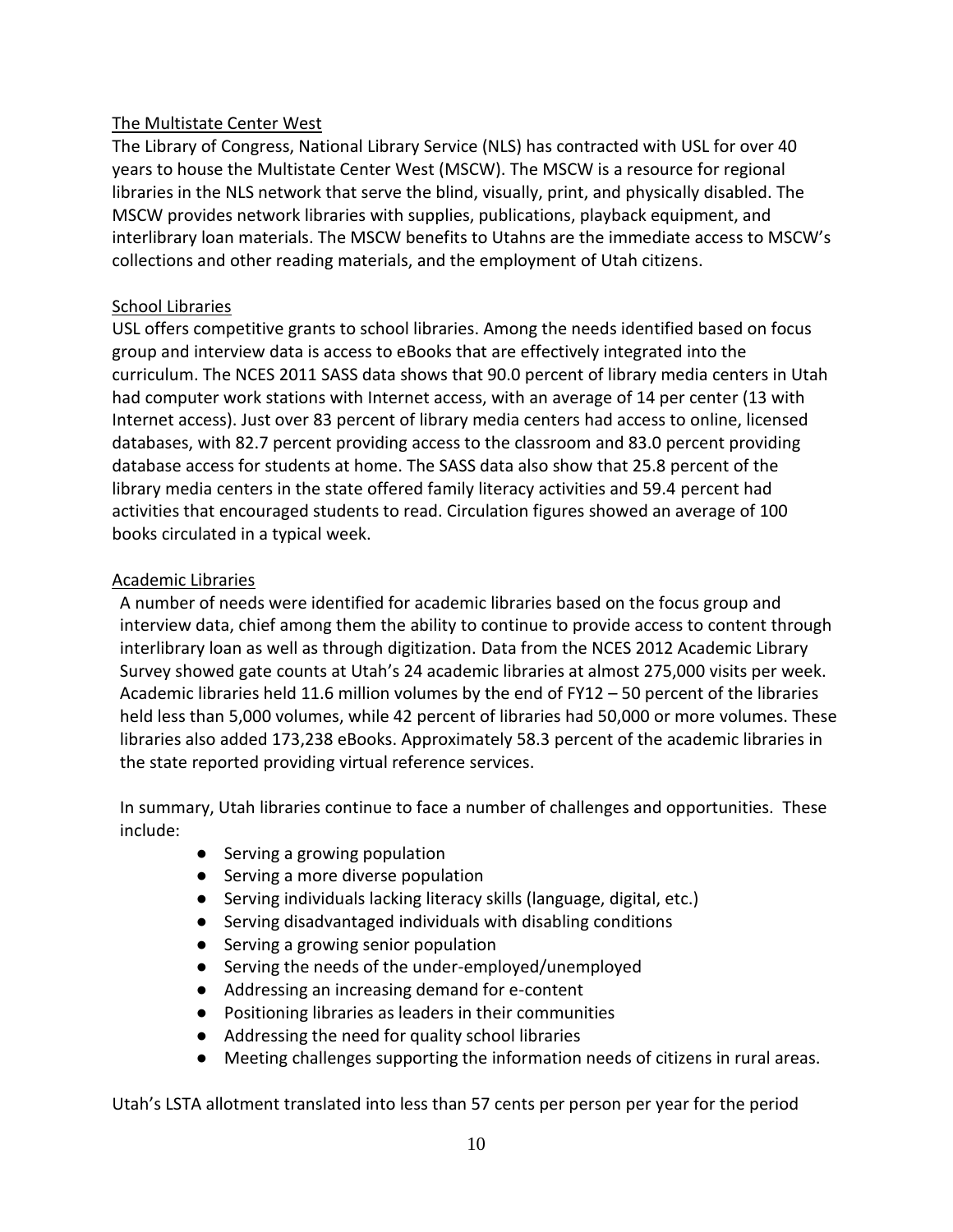## The Multistate Center West

The Library of Congress, National Library Service (NLS) has contracted with USL for over 40 years to house the Multistate Center West (MSCW). The MSCW is a resource for regional libraries in the NLS network that serve the blind, visually, print, and physically disabled. The MSCW provides network libraries with supplies, publications, playback equipment, and interlibrary loan materials. The MSCW benefits to Utahns are the immediate access to MSCW's collections and other reading materials, and the employment of Utah citizens.

## School Libraries

USL offers competitive grants to school libraries. Among the needs identified based on focus group and interview data is access to eBooks that are effectively integrated into the curriculum. The NCES 2011 SASS data shows that 90.0 percent of library media centers in Utah had computer work stations with Internet access, with an average of 14 per center (13 with Internet access). Just over 83 percent of library media centers had access to online, licensed databases, with 82.7 percent providing access to the classroom and 83.0 percent providing database access for students at home. The SASS data also show that 25.8 percent of the library media centers in the state offered family literacy activities and 59.4 percent had activities that encouraged students to read. Circulation figures showed an average of 100 books circulated in a typical week.

## Academic Libraries

A number of needs were identified for academic libraries based on the focus group and interview data, chief among them the ability to continue to provide access to content through interlibrary loan as well as through digitization. Data from the NCES 2012 Academic Library Survey showed gate counts at Utah's 24 academic libraries at almost 275,000 visits per week. Academic libraries held 11.6 million volumes by the end of FY12 – 50 percent of the libraries held less than 5,000 volumes, while 42 percent of libraries had 50,000 or more volumes. These libraries also added 173,238 eBooks. Approximately 58.3 percent of the academic libraries in the state reported providing virtual reference services.

In summary, Utah libraries continue to face a number of challenges and opportunities. These include:

- Serving a growing population
- Serving a more diverse population
- Serving individuals lacking literacy skills (language, digital, etc.)
- Serving disadvantaged individuals with disabling conditions
- Serving a growing senior population
- Serving the needs of the under-employed/unemployed
- Addressing an increasing demand for e-content
- Positioning libraries as leaders in their communities
- Addressing the need for quality school libraries
- Meeting challenges supporting the information needs of citizens in rural areas.

Utah's LSTA allotment translated into less than 57 cents per person per year for the period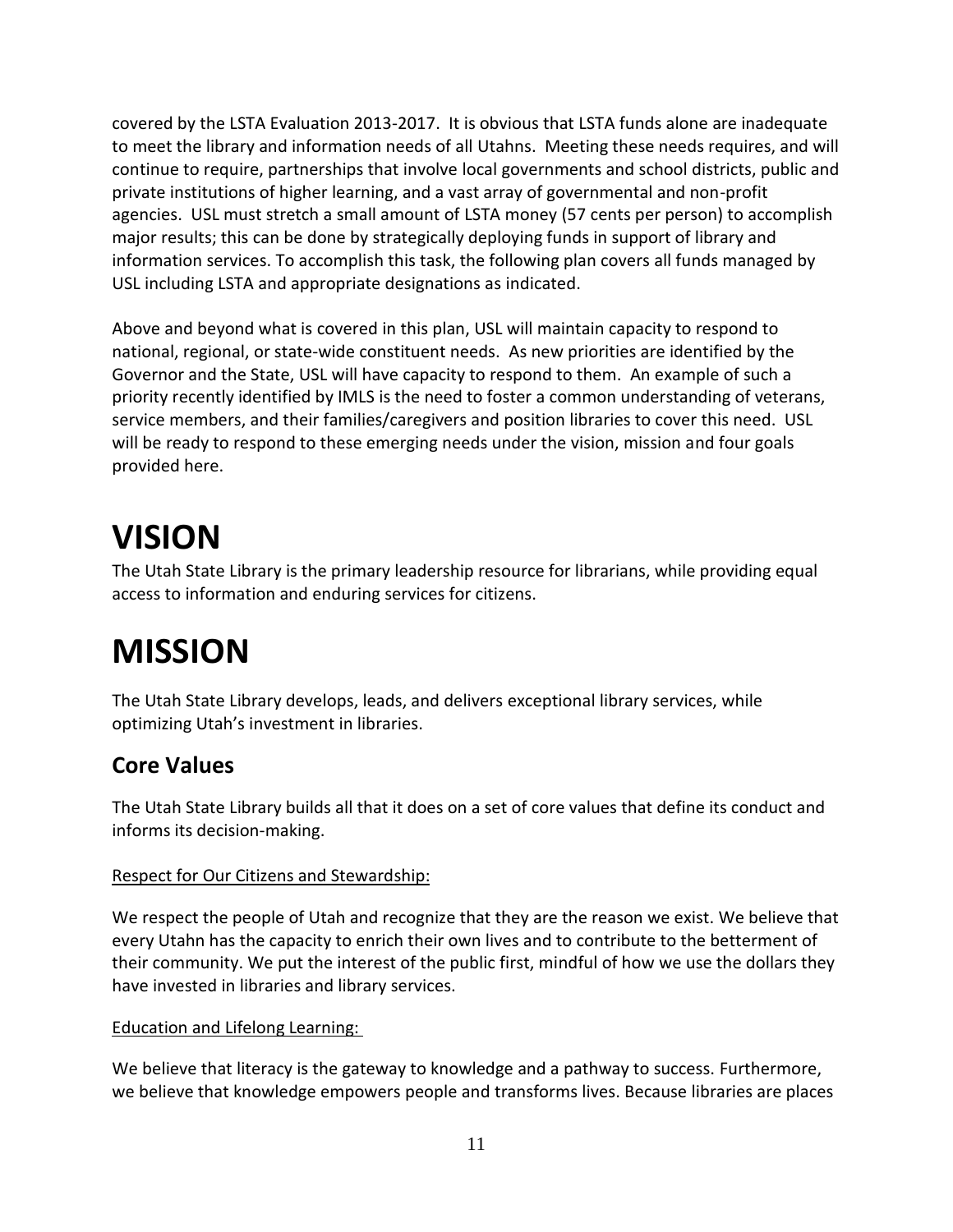covered by the LSTA Evaluation 2013-2017. It is obvious that LSTA funds alone are inadequate to meet the library and information needs of all Utahns. Meeting these needs requires, and will continue to require, partnerships that involve local governments and school districts, public and private institutions of higher learning, and a vast array of governmental and non-profit agencies. USL must stretch a small amount of LSTA money (57 cents per person) to accomplish major results; this can be done by strategically deploying funds in support of library and information services. To accomplish this task, the following plan covers all funds managed by USL including LSTA and appropriate designations as indicated.

Above and beyond what is covered in this plan, USL will maintain capacity to respond to national, regional, or state-wide constituent needs. As new priorities are identified by the Governor and the State, USL will have capacity to respond to them. An example of such a priority recently identified by IMLS is the need to foster a common understanding of veterans, service members, and their families/caregivers and position libraries to cover this need. USL will be ready to respond to these emerging needs under the vision, mission and four goals provided here.

# VISION

The Utah State Library is the primary leadership resource for librarians, while providing equal access to information and enduring services for citizens.

# MISSION

The Utah State Library develops, leads, and delivers exceptional library services, while optimizing Utah's investment in libraries.

## Core Values

The Utah State Library builds all that it does on a set of core values that define its conduct and informs its decision-making.

<u>Respect for Our Citizens and Stewardship:</u>

We respect the people of Utah and recognize that they are the reason we exist. We believe that every Utahn has the capacity to enrich their own lives and to contribute to the betterment of their community. We put the interest of the public first, mindful of how we use the dollars they have invested in libraries and library services.

<u>Education and Lifelong Learning:</u>

We believe that literacy is the gateway to knowledge and a pathway to success. Furthermore, we believe that knowledge empowers people and transforms lives. Because libraries are places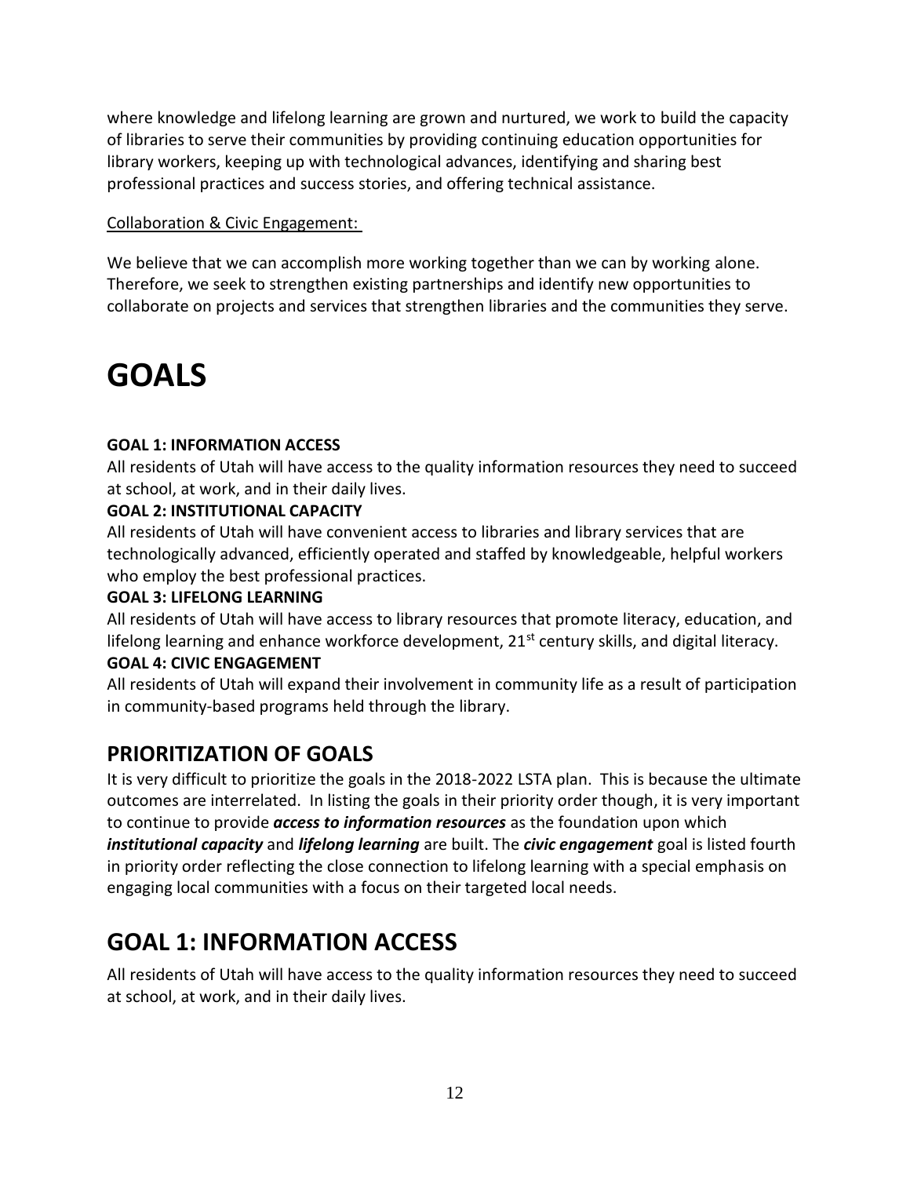where knowledge and lifelong learning are grown and nurtured, we work to build the capacity of libraries to serve their communities by providing continuing education opportunities for library workers, keeping up with technological advances, identifying and sharing best professional practices and success stories, and offering technical assistance.

Collaboration & Civic Engagement:

We believe that we can accomplish more working together than we can by working alone. Therefore, we seek to strengthen existing partnerships and identify new opportunities to collaborate on projects and services that strengthen libraries and the communities they serve.

# GOALS

**GOAL 1: INFORMATION ACCESS**

All residents of Utah will have access to the quality information resources they need to succeed at school, at work, and in their daily lives.

**GOAL 2: INSTITUTIONAL CAPACITY**

All residents of Utah will have convenient access to libraries and library services that are technologically advanced, efficiently operated and staffed by knowledgeable, helpful workers who employ the best professional practices.

**GOAL 3: LIFELONG LEARNING**

All residents of Utah will have access to library resources that promote literacy, education, and lifelong learning and enhance workforce development, 21st century skills, and digital literacy.

**GOAL 4: CIVIC ENGAGEMENT**

All residents of Utah will expand their involvement in community life as a result of participation in community-based programs held through the library.

## PRIORITIZATION OF GOALS

It is very difficult to prioritize the goals in the 2018-2022 LSTA plan. This is because the ultimate outcomes are interrelated. In listing the goals in their priority order though, it is very important to continue to provide ***access to information resources*** as the foundation upon which ***institutional capacity*** and ***lifelong learning*** are built. The ***civic engagement*** goal is listed fourth in priority order reflecting the close connection to lifelong learning with a special emphasis on engaging local communities with a focus on their targeted local needs.

## GOAL 1: INFORMATION ACCESS

All residents of Utah will have access to the quality information resources they need to succeed at school, at work, and in their daily lives.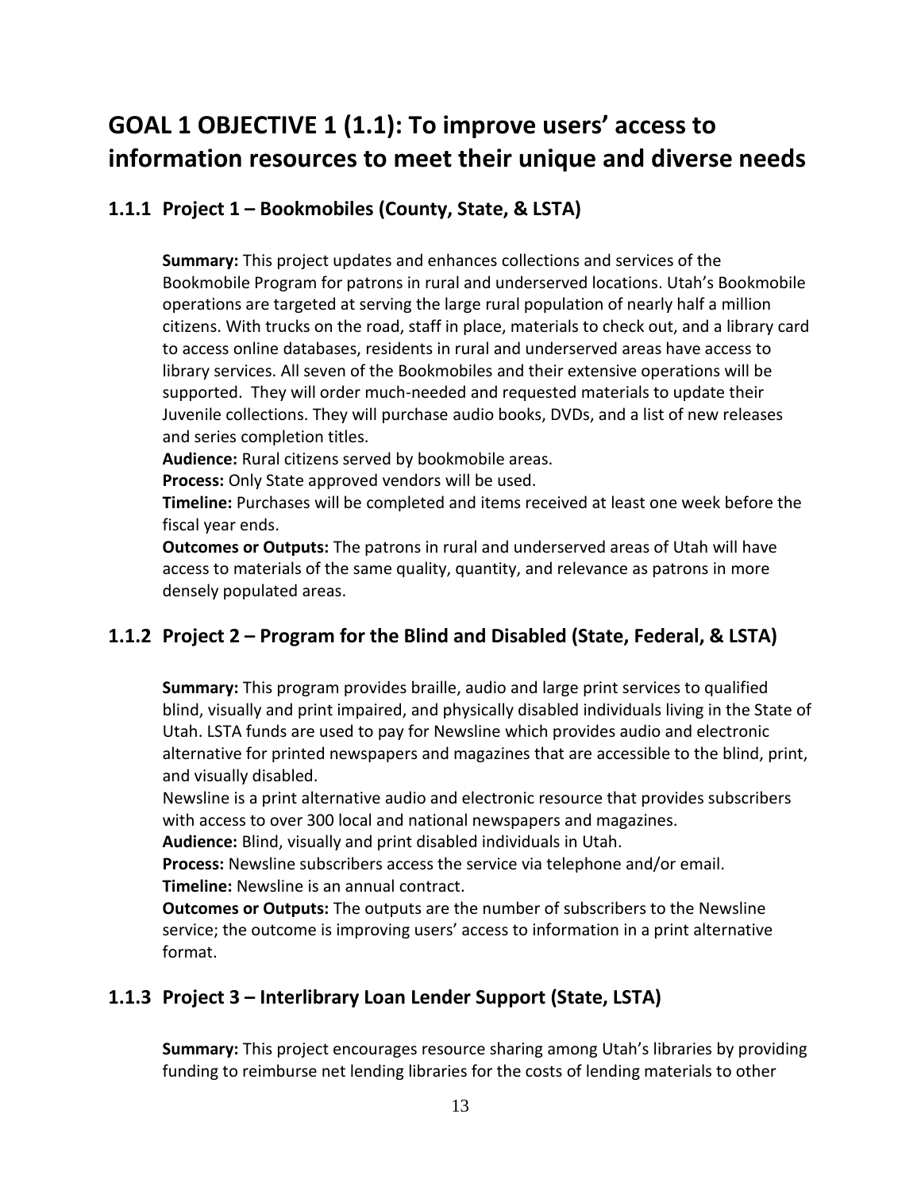## GOAL 1 OBJECTIVE 1 (1.1): To improve users' access to information resources to meet their unique and diverse needs

### 1.1.1 Project 1 – Bookmobiles (County, State, & LSTA)

**Summary:** This project updates and enhances collections and services of the Bookmobile Program for patrons in rural and underserved locations. Utah's Bookmobile operations are targeted at serving the large rural population of nearly half a million citizens. With trucks on the road, staff in place, materials to check out, and a library card to access online databases, residents in rural and underserved areas have access to library services. All seven of the Bookmobiles and their extensive operations will be supported. They will order much-needed and requested materials to update their Juvenile collections. They will purchase audio books, DVDs, and a list of new releases and series completion titles.

**Audience:** Rural citizens served by bookmobile areas.

**Process:** Only State approved vendors will be used.

**Timeline:** Purchases will be completed and items received at least one week before the fiscal year ends.

**Outcomes or Outputs:** The patrons in rural and underserved areas of Utah will have access to materials of the same quality, quantity, and relevance as patrons in more densely populated areas.

### 1.1.2 Project 2 – Program for the Blind and Disabled (State, Federal, & LSTA)

**Summary:** This program provides braille, audio and large print services to qualified blind, visually and print impaired, and physically disabled individuals living in the State of Utah. LSTA funds are used to pay for Newsline which provides audio and electronic alternative for printed newspapers and magazines that are accessible to the blind, print, and visually disabled.

Newsline is a print alternative audio and electronic resource that provides subscribers with access to over 300 local and national newspapers and magazines.

**Audience:** Blind, visually and print disabled individuals in Utah.

**Process:** Newsline subscribers access the service via telephone and/or email.

**Timeline:** Newsline is an annual contract.

**Outcomes or Outputs:** The outputs are the number of subscribers to the Newsline service; the outcome is improving users' access to information in a print alternative format.

### 1.1.3 Project 3 – Interlibrary Loan Lender Support (State, LSTA)

**Summary:** This project encourages resource sharing among Utah's libraries by providing funding to reimburse net lending libraries for the costs of lending materials to other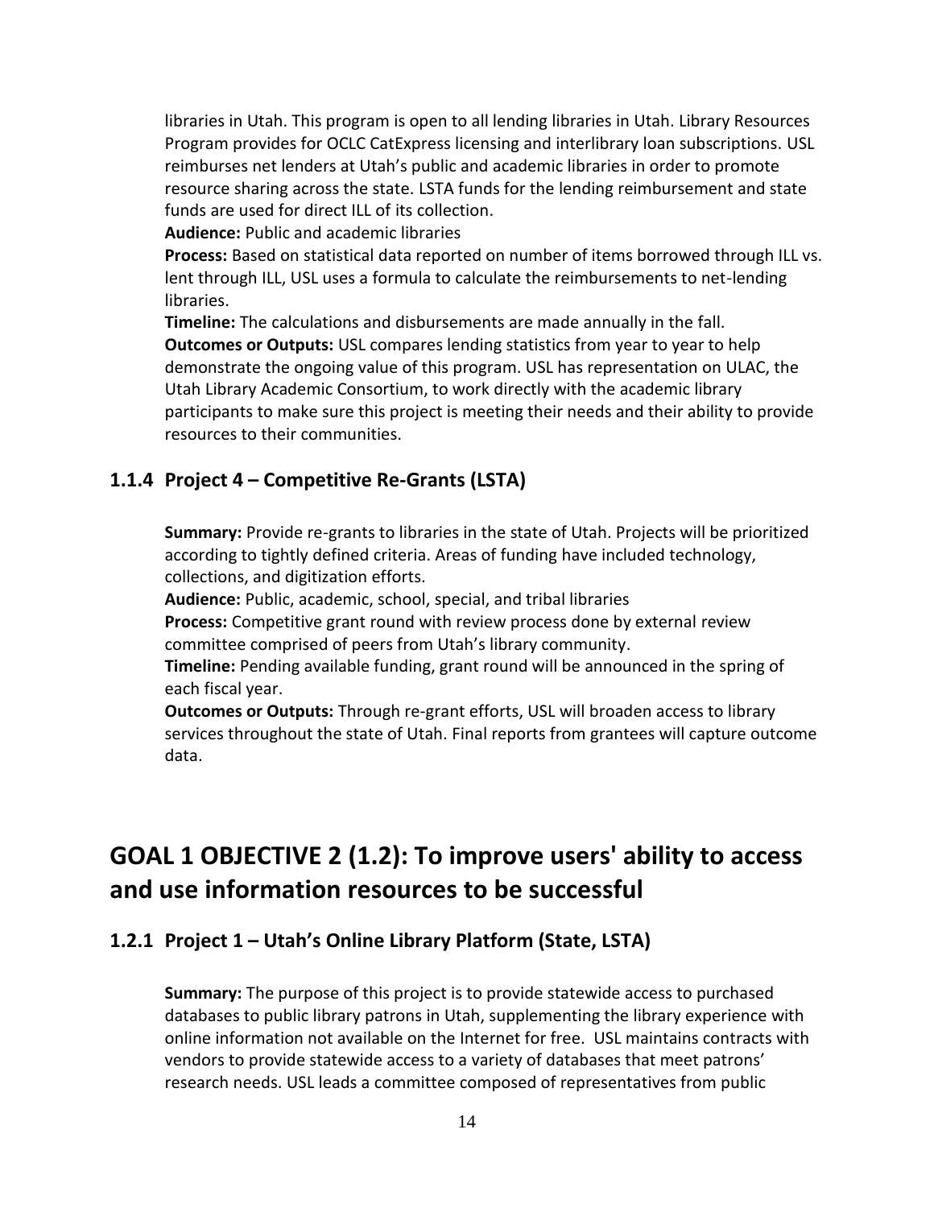libraries in Utah. This program is open to all lending libraries in Utah. Library Resources Program provides for OCLC CatExpress licensing and interlibrary loan subscriptions. USL reimburses net lenders at Utah's public and academic libraries in order to promote resource sharing across the state. LSTA funds for the lending reimbursement and state funds are used for direct ILL of its collection.

**Audience:** Public and academic libraries

**Process:** Based on statistical data reported on number of items borrowed through ILL vs. lent through ILL, USL uses a formula to calculate the reimbursements to net-lending libraries.

**Timeline:** The calculations and disbursements are made annually in the fall.

**Outcomes or Outputs:** USL compares lending statistics from year to year to help demonstrate the ongoing value of this program. USL has representation on ULAC, the Utah Library Academic Consortium, to work directly with the academic library participants to make sure this project is meeting their needs and their ability to provide resources to their communities.

### 1.1.4 Project 4 – Competitive Re-Grants (LSTA)

**Summary:** Provide re-grants to libraries in the state of Utah. Projects will be prioritized according to tightly defined criteria. Areas of funding have included technology, collections, and digitization efforts.

**Audience:** Public, academic, school, special, and tribal libraries

**Process:** Competitive grant round with review process done by external review committee comprised of peers from Utah's library community.

**Timeline:** Pending available funding, grant round will be announced in the spring of each fiscal year.

**Outcomes or Outputs:** Through re-grant efforts, USL will broaden access to library services throughout the state of Utah. Final reports from grantees will capture outcome data.

## GOAL 1 OBJECTIVE 2 (1.2): To improve users' ability to access and use information resources to be successful

### 1.2.1 Project 1 – Utah's Online Library Platform (State, LSTA)

**Summary:** The purpose of this project is to provide statewide access to purchased databases to public library patrons in Utah, supplementing the library experience with online information not available on the Internet for free. USL maintains contracts with vendors to provide statewide access to a variety of databases that meet patrons' research needs. USL leads a committee composed of representatives from public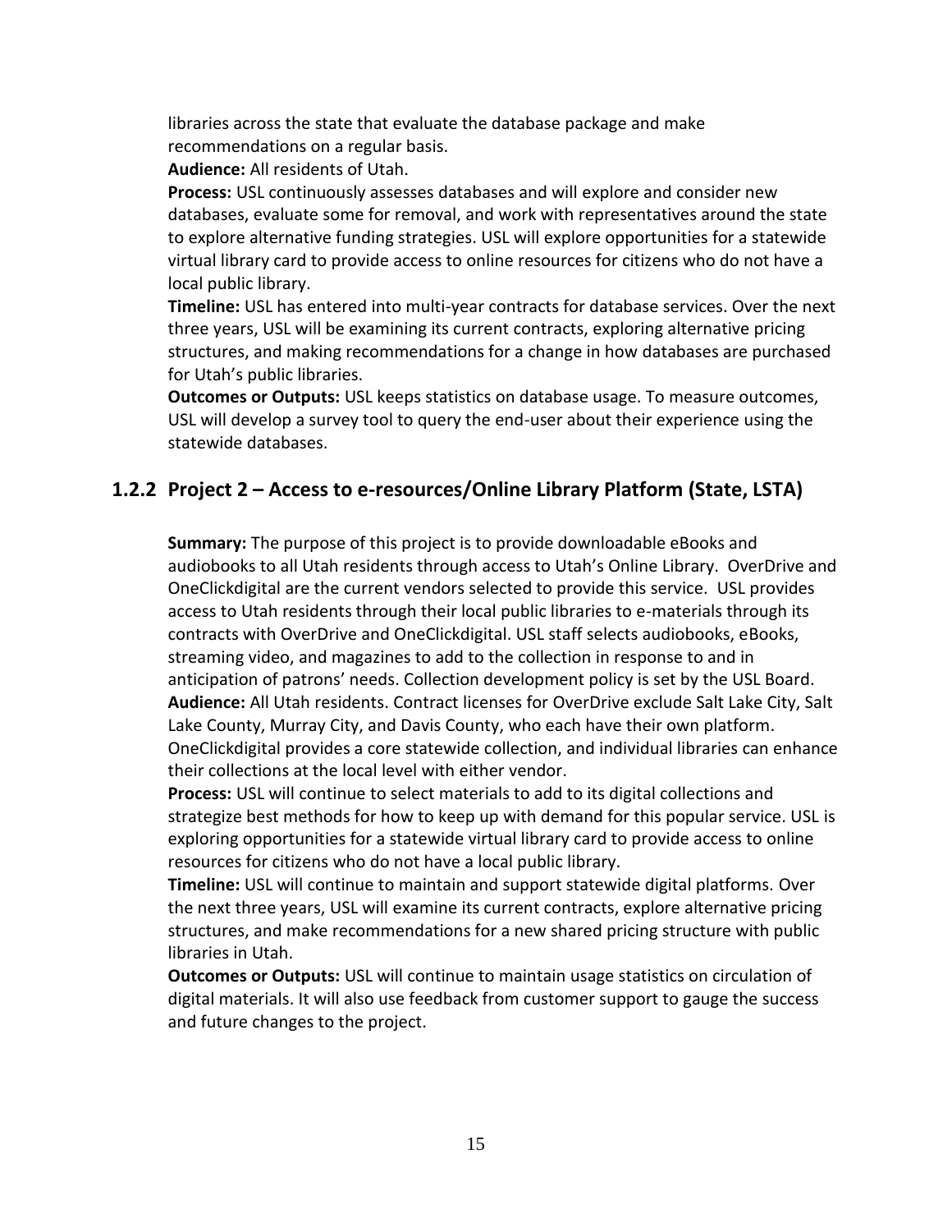libraries across the state that evaluate the database package and make recommendations on a regular basis.

**Audience:** All residents of Utah.

**Process:** USL continuously assesses databases and will explore and consider new databases, evaluate some for removal, and work with representatives around the state to explore alternative funding strategies. USL will explore opportunities for a statewide virtual library card to provide access to online resources for citizens who do not have a local public library.

**Timeline:** USL has entered into multi-year contracts for database services. Over the next three years, USL will be examining its current contracts, exploring alternative pricing structures, and making recommendations for a change in how databases are purchased for Utah's public libraries.

**Outcomes or Outputs:** USL keeps statistics on database usage. To measure outcomes, USL will develop a survey tool to query the end-user about their experience using the statewide databases.

### 1.2.2 Project 2 – Access to e-resources/Online Library Platform (State, LSTA)

**Summary:** The purpose of this project is to provide downloadable eBooks and audiobooks to all Utah residents through access to Utah's Online Library. OverDrive and OneClickdigital are the current vendors selected to provide this service. USL provides access to Utah residents through their local public libraries to e-materials through its contracts with OverDrive and OneClickdigital. USL staff selects audiobooks, eBooks, streaming video, and magazines to add to the collection in response to and in anticipation of patrons' needs. Collection development policy is set by the USL Board.

**Audience:** All Utah residents. Contract licenses for OverDrive exclude Salt Lake City, Salt Lake County, Murray City, and Davis County, who each have their own platform. OneClickdigital provides a core statewide collection, and individual libraries can enhance their collections at the local level with either vendor.

**Process:** USL will continue to select materials to add to its digital collections and strategize best methods for how to keep up with demand for this popular service. USL is exploring opportunities for a statewide virtual library card to provide access to online resources for citizens who do not have a local public library.

**Timeline:** USL will continue to maintain and support statewide digital platforms. Over the next three years, USL will examine its current contracts, explore alternative pricing structures, and make recommendations for a new shared pricing structure with public libraries in Utah.

**Outcomes or Outputs:** USL will continue to maintain usage statistics on circulation of digital materials. It will also use feedback from customer support to gauge the success and future changes to the project.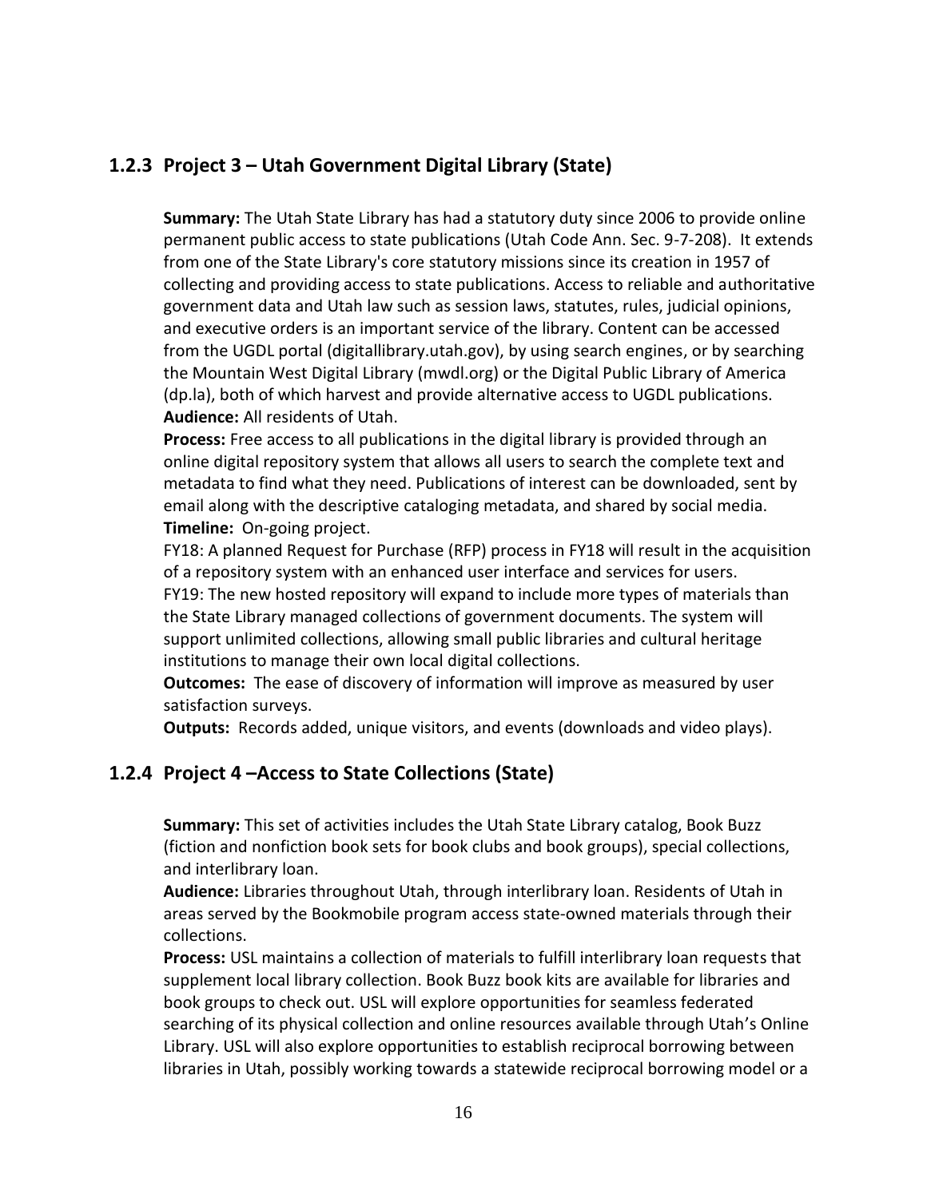### 1.2.3 Project 3 – Utah Government Digital Library (State)

**Summary:** The Utah State Library has had a statutory duty since 2006 to provide online permanent public access to state publications (Utah Code Ann. Sec. 9-7-208). It extends from one of the State Library's core statutory missions since its creation in 1957 of collecting and providing access to state publications. Access to reliable and authoritative government data and Utah law such as session laws, statutes, rules, judicial opinions, and executive orders is an important service of the library. Content can be accessed from the UGDL portal (digitallibrary.utah.gov), by using search engines, or by searching the Mountain West Digital Library (mwdl.org) or the Digital Public Library of America (dp.la), both of which harvest and provide alternative access to UGDL publications.
**Audience:** All residents of Utah.
**Process:** Free access to all publications in the digital library is provided through an online digital repository system that allows all users to search the complete text and metadata to find what they need. Publications of interest can be downloaded, sent by email along with the descriptive cataloging metadata, and shared by social media.
**Timeline:** On-going project.
FY18: A planned Request for Purchase (RFP) process in FY18 will result in the acquisition of a repository system with an enhanced user interface and services for users.
FY19: The new hosted repository will expand to include more types of materials than the State Library managed collections of government documents. The system will support unlimited collections, allowing small public libraries and cultural heritage institutions to manage their own local digital collections.
**Outcomes:** The ease of discovery of information will improve as measured by user satisfaction surveys.
**Outputs:** Records added, unique visitors, and events (downloads and video plays).

### 1.2.4 Project 4 –Access to State Collections (State)

**Summary:** This set of activities includes the Utah State Library catalog, Book Buzz (fiction and nonfiction book sets for book clubs and book groups), special collections, and interlibrary loan.
**Audience:** Libraries throughout Utah, through interlibrary loan. Residents of Utah in areas served by the Bookmobile program access state-owned materials through their collections.
**Process:** USL maintains a collection of materials to fulfill interlibrary loan requests that supplement local library collection. Book Buzz book kits are available for libraries and book groups to check out. USL will explore opportunities for seamless federated searching of its physical collection and online resources available through Utah's Online Library. USL will also explore opportunities to establish reciprocal borrowing between libraries in Utah, possibly working towards a statewide reciprocal borrowing model or a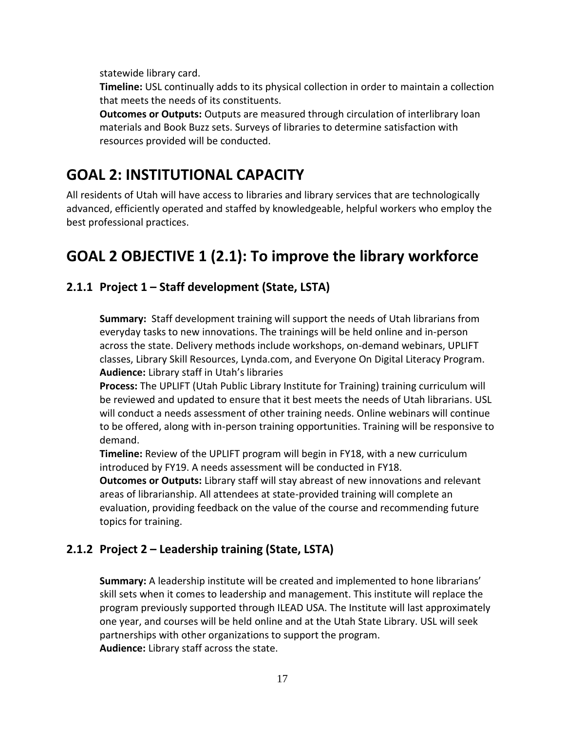statewide library card.

**Timeline:** USL continually adds to its physical collection in order to maintain a collection that meets the needs of its constituents.

**Outcomes or Outputs:** Outputs are measured through circulation of interlibrary loan materials and Book Buzz sets. Surveys of libraries to determine satisfaction with resources provided will be conducted.

# GOAL 2: INSTITUTIONAL CAPACITY

All residents of Utah will have access to libraries and library services that are technologically advanced, efficiently operated and staffed by knowledgeable, helpful workers who employ the best professional practices.

# GOAL 2 OBJECTIVE 1 (2.1): To improve the library workforce

## 2.1.1 Project 1 – Staff development (State, LSTA)

**Summary:** Staff development training will support the needs of Utah librarians from everyday tasks to new innovations. The trainings will be held online and in-person across the state. Delivery methods include workshops, on-demand webinars, UPLIFT classes, Library Skill Resources, Lynda.com, and Everyone On Digital Literacy Program.

**Audience:** Library staff in Utah's libraries

**Process:** The UPLIFT (Utah Public Library Institute for Training) training curriculum will be reviewed and updated to ensure that it best meets the needs of Utah librarians. USL will conduct a needs assessment of other training needs. Online webinars will continue to be offered, along with in-person training opportunities. Training will be responsive to demand.

**Timeline:** Review of the UPLIFT program will begin in FY18, with a new curriculum introduced by FY19. A needs assessment will be conducted in FY18.

**Outcomes or Outputs:** Library staff will stay abreast of new innovations and relevant areas of librarianship. All attendees at state-provided training will complete an evaluation, providing feedback on the value of the course and recommending future topics for training.

## 2.1.2 Project 2 – Leadership training (State, LSTA)

**Summary:** A leadership institute will be created and implemented to hone librarians' skill sets when it comes to leadership and management. This institute will replace the program previously supported through ILEAD USA. The Institute will last approximately one year, and courses will be held online and at the Utah State Library. USL will seek partnerships with other organizations to support the program.

**Audience:** Library staff across the state.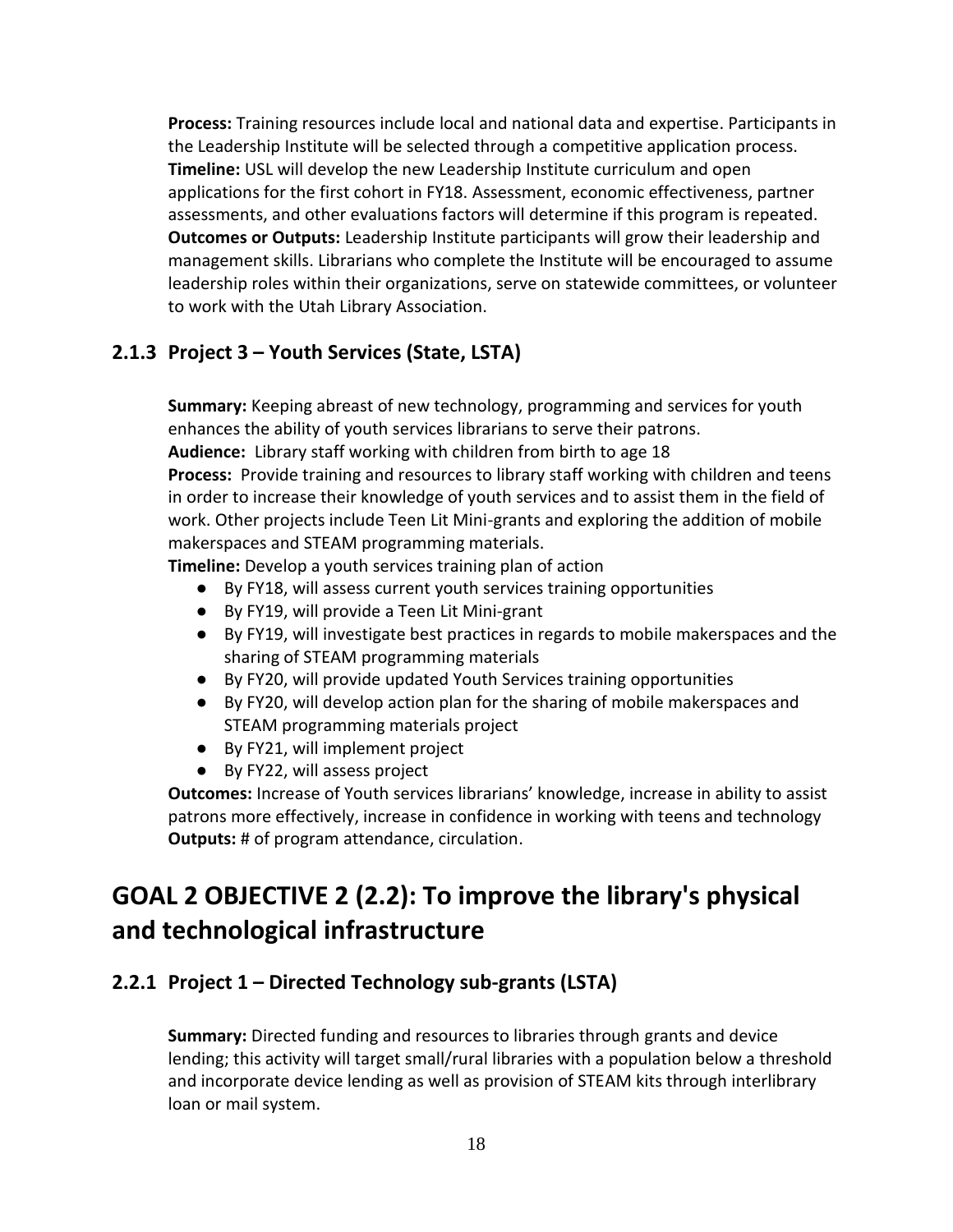**Process:** Training resources include local and national data and expertise. Participants in the Leadership Institute will be selected through a competitive application process.
**Timeline:** USL will develop the new Leadership Institute curriculum and open applications for the first cohort in FY18. Assessment, economic effectiveness, partner assessments, and other evaluations factors will determine if this program is repeated.
**Outcomes or Outputs:** Leadership Institute participants will grow their leadership and management skills. Librarians who complete the Institute will be encouraged to assume leadership roles within their organizations, serve on statewide committees, or volunteer to work with the Utah Library Association.

### 2.1.3 Project 3 – Youth Services (State, LSTA)

**Summary:** Keeping abreast of new technology, programming and services for youth enhances the ability of youth services librarians to serve their patrons.
**Audience:** Library staff working with children from birth to age 18
**Process:** Provide training and resources to library staff working with children and teens in order to increase their knowledge of youth services and to assist them in the field of work. Other projects include Teen Lit Mini-grants and exploring the addition of mobile makerspaces and STEAM programming materials.
**Timeline:** Develop a youth services training plan of action

- By FY18, will assess current youth services training opportunities
- By FY19, will provide a Teen Lit Mini-grant
- By FY19, will investigate best practices in regards to mobile makerspaces and the sharing of STEAM programming materials
- By FY20, will provide updated Youth Services training opportunities
- By FY20, will develop action plan for the sharing of mobile makerspaces and STEAM programming materials project
- By FY21, will implement project
- By FY22, will assess project

**Outcomes:** Increase of Youth services librarians' knowledge, increase in ability to assist patrons more effectively, increase in confidence in working with teens and technology
**Outputs:** # of program attendance, circulation.

## GOAL 2 OBJECTIVE 2 (2.2): To improve the library's physical and technological infrastructure

### 2.2.1 Project 1 – Directed Technology sub-grants (LSTA)

**Summary:** Directed funding and resources to libraries through grants and device lending; this activity will target small/rural libraries with a population below a threshold and incorporate device lending as well as provision of STEAM kits through interlibrary loan or mail system.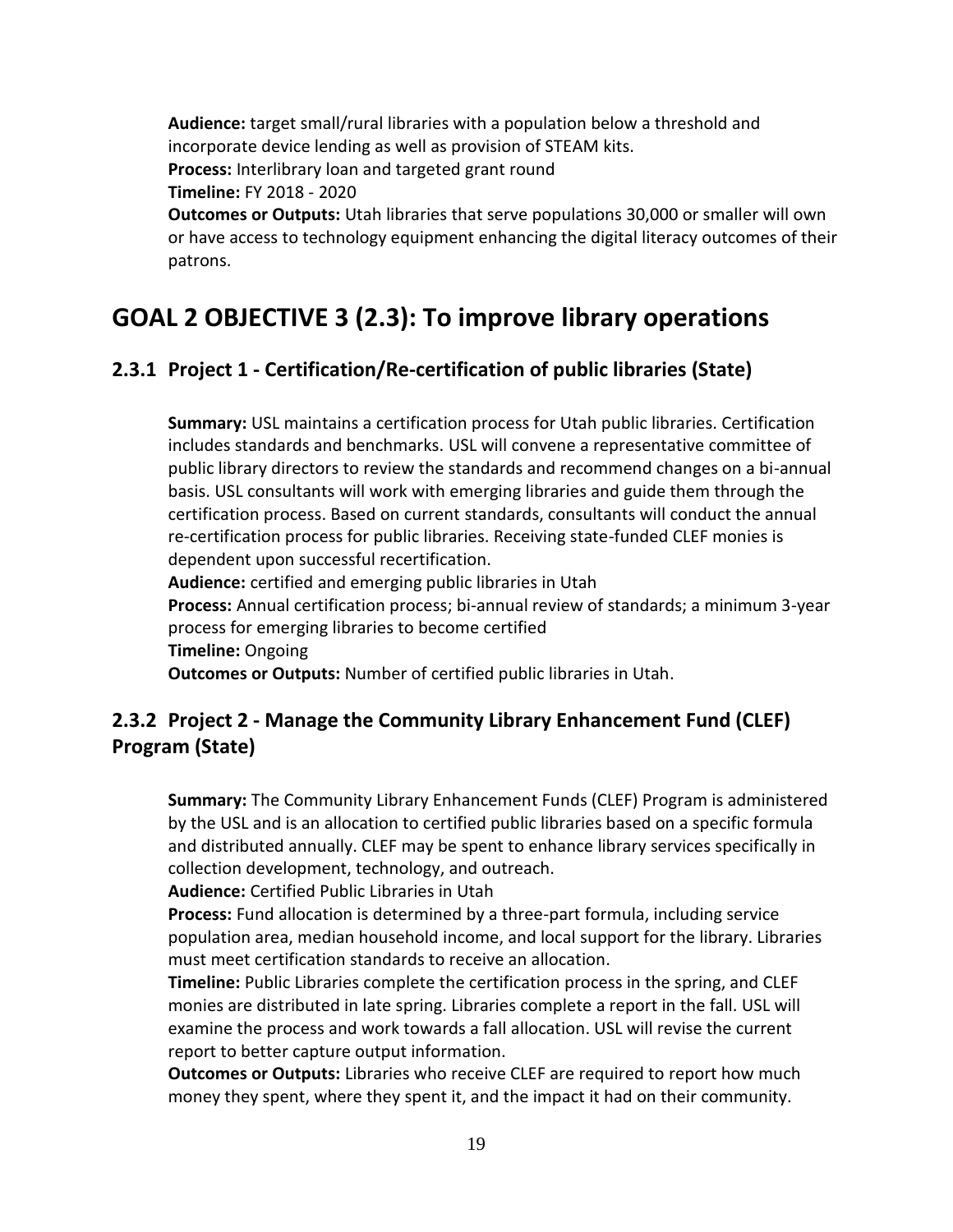**Audience:** target small/rural libraries with a population below a threshold and incorporate device lending as well as provision of STEAM kits.
**Process:** Interlibrary loan and targeted grant round
**Timeline:** FY 2018 - 2020
**Outcomes or Outputs:** Utah libraries that serve populations 30,000 or smaller will own or have access to technology equipment enhancing the digital literacy outcomes of their patrons.

## GOAL 2 OBJECTIVE 3 (2.3): To improve library operations

### 2.3.1 Project 1 - Certification/Re-certification of public libraries (State)

**Summary:** USL maintains a certification process for Utah public libraries. Certification includes standards and benchmarks. USL will convene a representative committee of public library directors to review the standards and recommend changes on a bi-annual basis. USL consultants will work with emerging libraries and guide them through the certification process. Based on current standards, consultants will conduct the annual re-certification process for public libraries. Receiving state-funded CLEF monies is dependent upon successful recertification.
**Audience:** certified and emerging public libraries in Utah
**Process:** Annual certification process; bi-annual review of standards; a minimum 3-year process for emerging libraries to become certified
**Timeline:** Ongoing
**Outcomes or Outputs:** Number of certified public libraries in Utah.

### 2.3.2 Project 2 - Manage the Community Library Enhancement Fund (CLEF) Program (State)

**Summary:** The Community Library Enhancement Funds (CLEF) Program is administered by the USL and is an allocation to certified public libraries based on a specific formula and distributed annually. CLEF may be spent to enhance library services specifically in collection development, technology, and outreach.
**Audience:** Certified Public Libraries in Utah
**Process:** Fund allocation is determined by a three-part formula, including service population area, median household income, and local support for the library. Libraries must meet certification standards to receive an allocation.
**Timeline:** Public Libraries complete the certification process in the spring, and CLEF monies are distributed in late spring. Libraries complete a report in the fall. USL will examine the process and work towards a fall allocation. USL will revise the current report to better capture output information.
**Outcomes or Outputs:** Libraries who receive CLEF are required to report how much money they spent, where they spent it, and the impact it had on their community.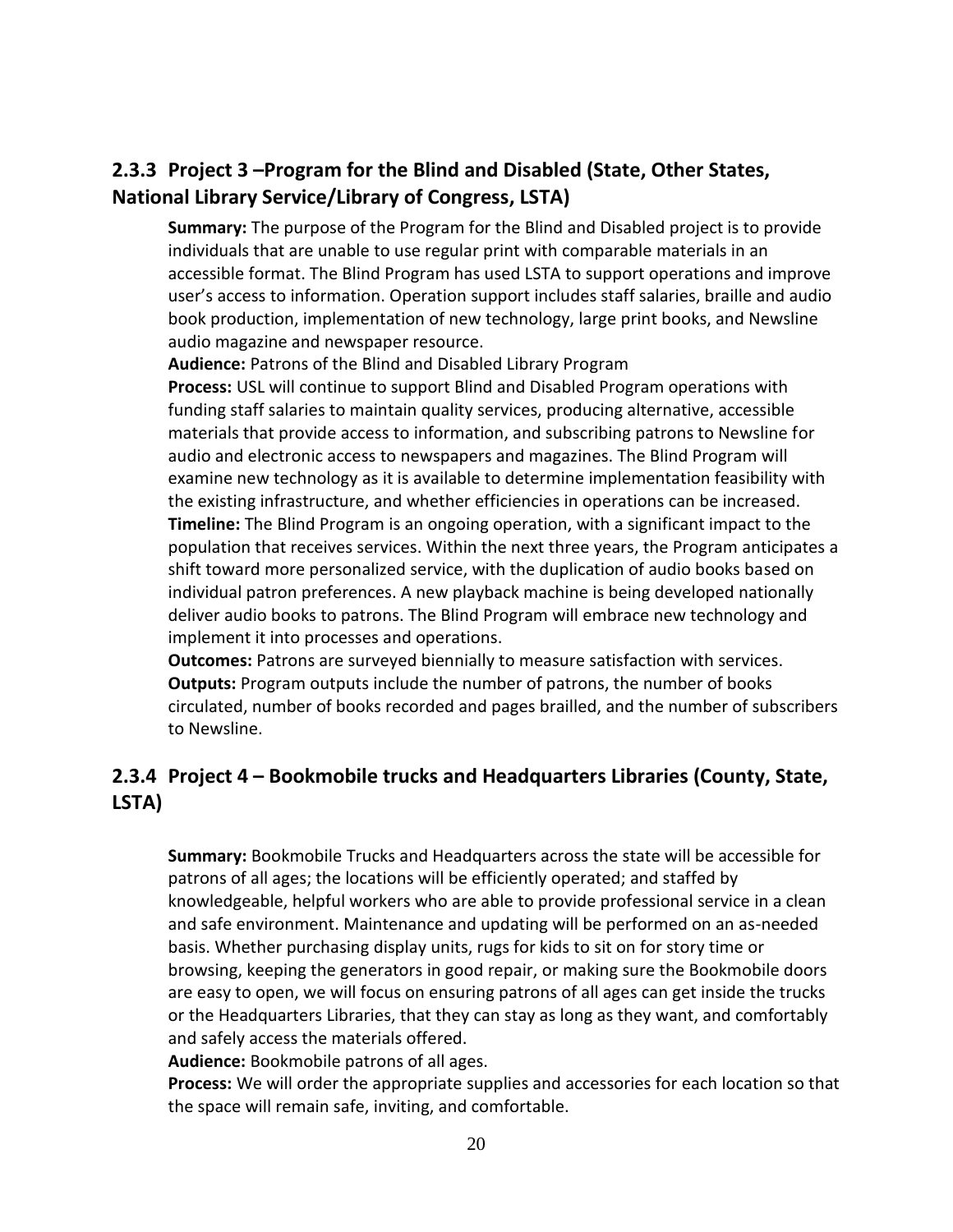### 2.3.3 Project 3 –Program for the Blind and Disabled (State, Other States, National Library Service/Library of Congress, LSTA)

**Summary:** The purpose of the Program for the Blind and Disabled project is to provide individuals that are unable to use regular print with comparable materials in an accessible format. The Blind Program has used LSTA to support operations and improve user's access to information. Operation support includes staff salaries, braille and audio book production, implementation of new technology, large print books, and Newsline audio magazine and newspaper resource.

**Audience:** Patrons of the Blind and Disabled Library Program

**Process:** USL will continue to support Blind and Disabled Program operations with funding staff salaries to maintain quality services, producing alternative, accessible materials that provide access to information, and subscribing patrons to Newsline for audio and electronic access to newspapers and magazines. The Blind Program will examine new technology as it is available to determine implementation feasibility with the existing infrastructure, and whether efficiencies in operations can be increased.

**Timeline:** The Blind Program is an ongoing operation, with a significant impact to the population that receives services. Within the next three years, the Program anticipates a shift toward more personalized service, with the duplication of audio books based on individual patron preferences. A new playback machine is being developed nationally deliver audio books to patrons. The Blind Program will embrace new technology and implement it into processes and operations.

**Outcomes:** Patrons are surveyed biennially to measure satisfaction with services.

**Outputs:** Program outputs include the number of patrons, the number of books circulated, number of books recorded and pages brailled, and the number of subscribers to Newsline.

### 2.3.4 Project 4 – Bookmobile trucks and Headquarters Libraries (County, State, LSTA)

**Summary:** Bookmobile Trucks and Headquarters across the state will be accessible for patrons of all ages; the locations will be efficiently operated; and staffed by knowledgeable, helpful workers who are able to provide professional service in a clean and safe environment. Maintenance and updating will be performed on an as-needed basis. Whether purchasing display units, rugs for kids to sit on for story time or browsing, keeping the generators in good repair, or making sure the Bookmobile doors are easy to open, we will focus on ensuring patrons of all ages can get inside the trucks or the Headquarters Libraries, that they can stay as long as they want, and comfortably and safely access the materials offered.

**Audience:** Bookmobile patrons of all ages.

**Process:** We will order the appropriate supplies and accessories for each location so that the space will remain safe, inviting, and comfortable.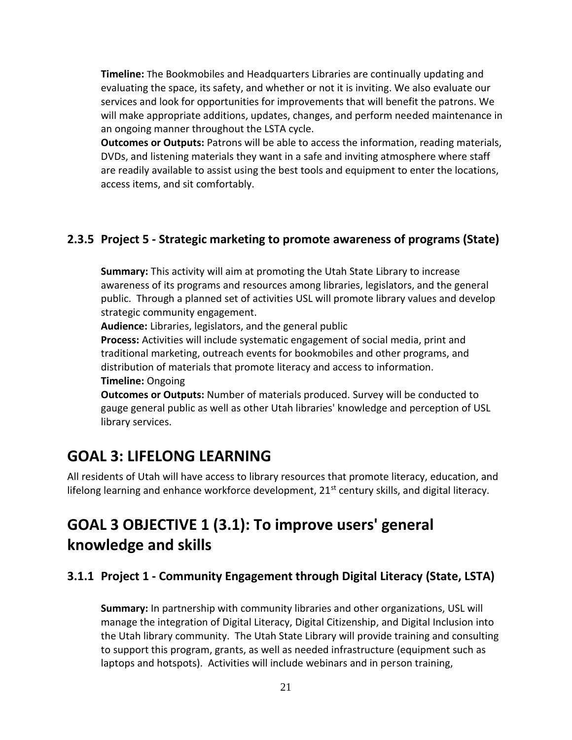**Timeline:** The Bookmobiles and Headquarters Libraries are continually updating and evaluating the space, its safety, and whether or not it is inviting. We also evaluate our services and look for opportunities for improvements that will benefit the patrons. We will make appropriate additions, updates, changes, and perform needed maintenance in an ongoing manner throughout the LSTA cycle.

**Outcomes or Outputs:** Patrons will be able to access the information, reading materials, DVDs, and listening materials they want in a safe and inviting atmosphere where staff are readily available to assist using the best tools and equipment to enter the locations, access items, and sit comfortably.

### 2.3.5 Project 5 - Strategic marketing to promote awareness of programs (State)

**Summary:** This activity will aim at promoting the Utah State Library to increase awareness of its programs and resources among libraries, legislators, and the general public. Through a planned set of activities USL will promote library values and develop strategic community engagement.

**Audience:** Libraries, legislators, and the general public

**Process:** Activities will include systematic engagement of social media, print and traditional marketing, outreach events for bookmobiles and other programs, and distribution of materials that promote literacy and access to information.

**Timeline:** Ongoing

**Outcomes or Outputs:** Number of materials produced. Survey will be conducted to gauge general public as well as other Utah libraries' knowledge and perception of USL library services.

# GOAL 3: LIFELONG LEARNING

All residents of Utah will have access to library resources that promote literacy, education, and lifelong learning and enhance workforce development, 21st century skills, and digital literacy.

## GOAL 3 OBJECTIVE 1 (3.1): To improve users' general knowledge and skills

### 3.1.1 Project 1 - Community Engagement through Digital Literacy (State, LSTA)

**Summary:** In partnership with community libraries and other organizations, USL will manage the integration of Digital Literacy, Digital Citizenship, and Digital Inclusion into the Utah library community. The Utah State Library will provide training and consulting to support this program, grants, as well as needed infrastructure (equipment such as laptops and hotspots). Activities will include webinars and in person training,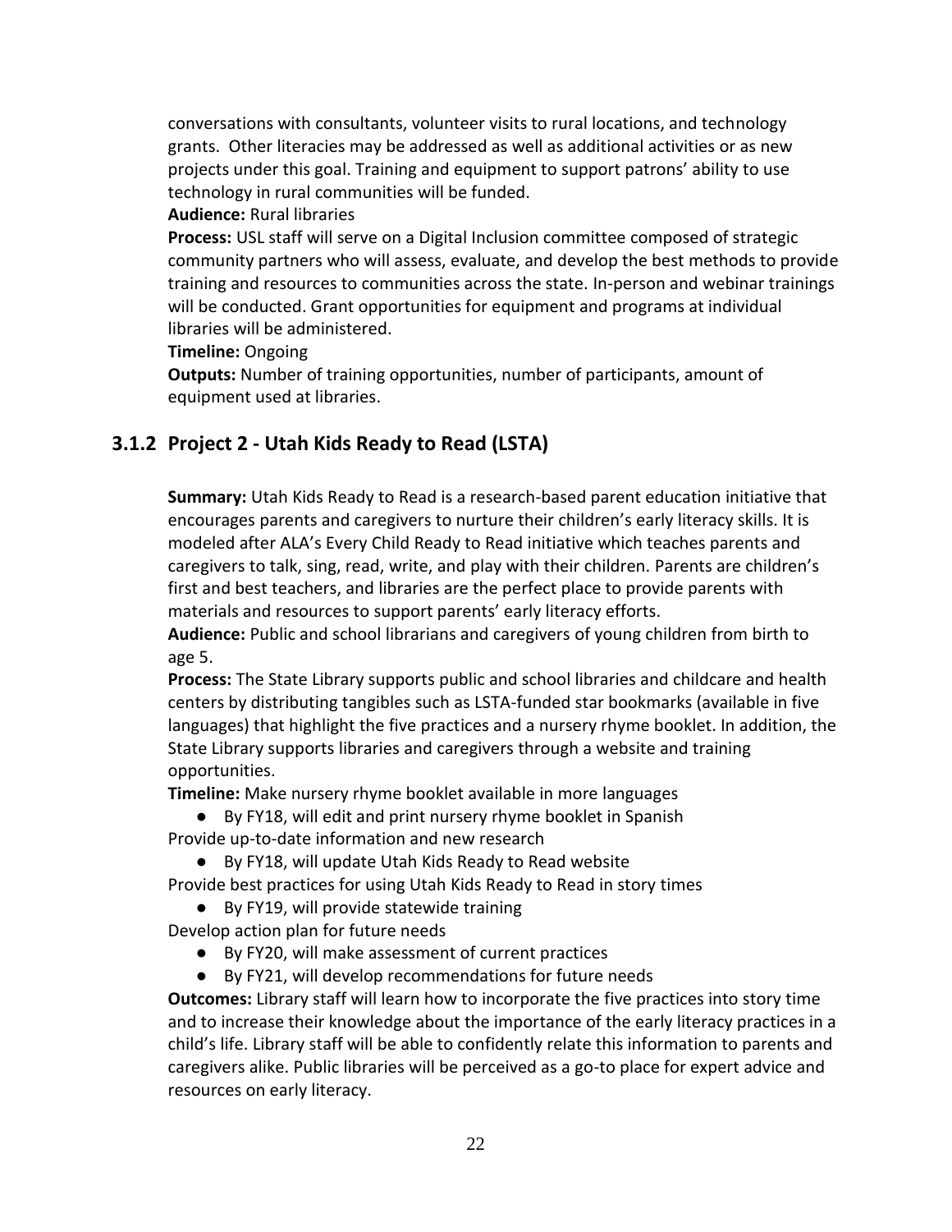conversations with consultants, volunteer visits to rural locations, and technology grants. Other literacies may be addressed as well as additional activities or as new projects under this goal. Training and equipment to support patrons' ability to use technology in rural communities will be funded.

**Audience:** Rural libraries

**Process:** USL staff will serve on a Digital Inclusion committee composed of strategic community partners who will assess, evaluate, and develop the best methods to provide training and resources to communities across the state. In-person and webinar trainings will be conducted. Grant opportunities for equipment and programs at individual libraries will be administered.

**Timeline:** Ongoing

**Outputs:** Number of training opportunities, number of participants, amount of equipment used at libraries.

### 3.1.2 Project 2 - Utah Kids Ready to Read (LSTA)

**Summary:** Utah Kids Ready to Read is a research-based parent education initiative that encourages parents and caregivers to nurture their children's early literacy skills. It is modeled after ALA's Every Child Ready to Read initiative which teaches parents and caregivers to talk, sing, read, write, and play with their children. Parents are children's first and best teachers, and libraries are the perfect place to provide parents with materials and resources to support parents' early literacy efforts.

**Audience:** Public and school librarians and caregivers of young children from birth to age 5.

**Process:** The State Library supports public and school libraries and childcare and health centers by distributing tangibles such as LSTA-funded star bookmarks (available in five languages) that highlight the five practices and a nursery rhyme booklet. In addition, the State Library supports libraries and caregivers through a website and training opportunities.

**Timeline:** Make nursery rhyme booklet available in more languages

- By FY18, will edit and print nursery rhyme booklet in Spanish

Provide up-to-date information and new research

- By FY18, will update Utah Kids Ready to Read website

Provide best practices for using Utah Kids Ready to Read in story times

- By FY19, will provide statewide training

Develop action plan for future needs

- By FY20, will make assessment of current practices
- By FY21, will develop recommendations for future needs

**Outcomes:** Library staff will learn how to incorporate the five practices into story time and to increase their knowledge about the importance of the early literacy practices in a child's life. Library staff will be able to confidently relate this information to parents and caregivers alike. Public libraries will be perceived as a go-to place for expert advice and resources on early literacy.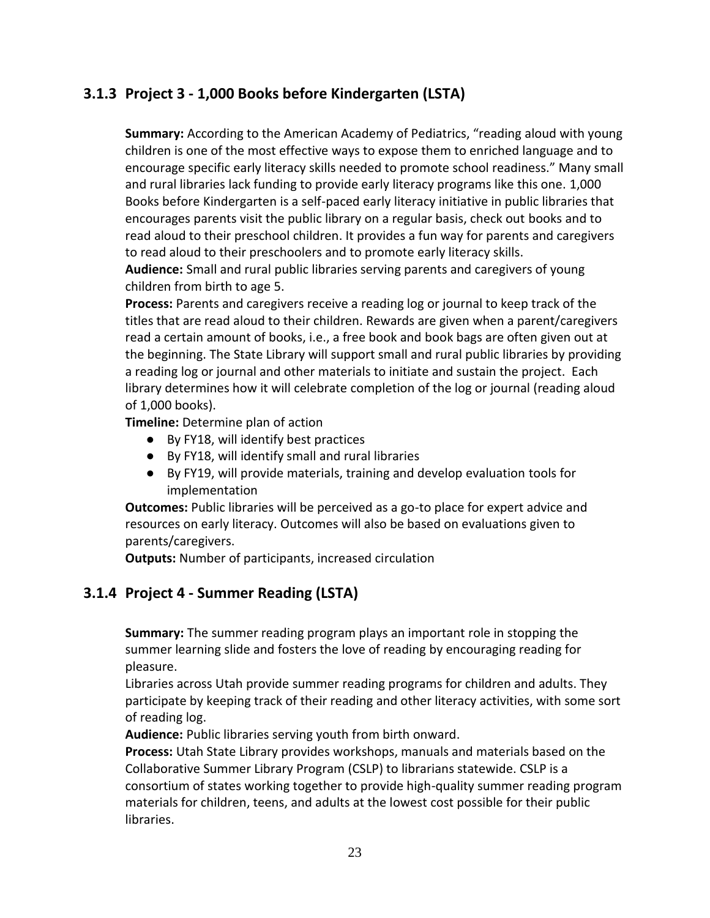### 3.1.3 Project 3 - 1,000 Books before Kindergarten (LSTA)

**Summary:** According to the American Academy of Pediatrics, "reading aloud with young children is one of the most effective ways to expose them to enriched language and to encourage specific early literacy skills needed to promote school readiness." Many small and rural libraries lack funding to provide early literacy programs like this one. 1,000 Books before Kindergarten is a self-paced early literacy initiative in public libraries that encourages parents visit the public library on a regular basis, check out books and to read aloud to their preschool children. It provides a fun way for parents and caregivers to read aloud to their preschoolers and to promote early literacy skills.

**Audience:** Small and rural public libraries serving parents and caregivers of young children from birth to age 5.

**Process:** Parents and caregivers receive a reading log or journal to keep track of the titles that are read aloud to their children. Rewards are given when a parent/caregivers read a certain amount of books, i.e., a free book and book bags are often given out at the beginning. The State Library will support small and rural public libraries by providing a reading log or journal and other materials to initiate and sustain the project. Each library determines how it will celebrate completion of the log or journal (reading aloud of 1,000 books).

**Timeline:** Determine plan of action

- By FY18, will identify best practices
- By FY18, will identify small and rural libraries
- By FY19, will provide materials, training and develop evaluation tools for implementation

**Outcomes:** Public libraries will be perceived as a go-to place for expert advice and resources on early literacy. Outcomes will also be based on evaluations given to parents/caregivers.

**Outputs:** Number of participants, increased circulation

### 3.1.4 Project 4 - Summer Reading (LSTA)

**Summary:** The summer reading program plays an important role in stopping the summer learning slide and fosters the love of reading by encouraging reading for pleasure.

Libraries across Utah provide summer reading programs for children and adults. They participate by keeping track of their reading and other literacy activities, with some sort of reading log.

**Audience:** Public libraries serving youth from birth onward.

**Process:** Utah State Library provides workshops, manuals and materials based on the Collaborative Summer Library Program (CSLP) to librarians statewide. CSLP is a consortium of states working together to provide high-quality summer reading program materials for children, teens, and adults at the lowest cost possible for their public libraries.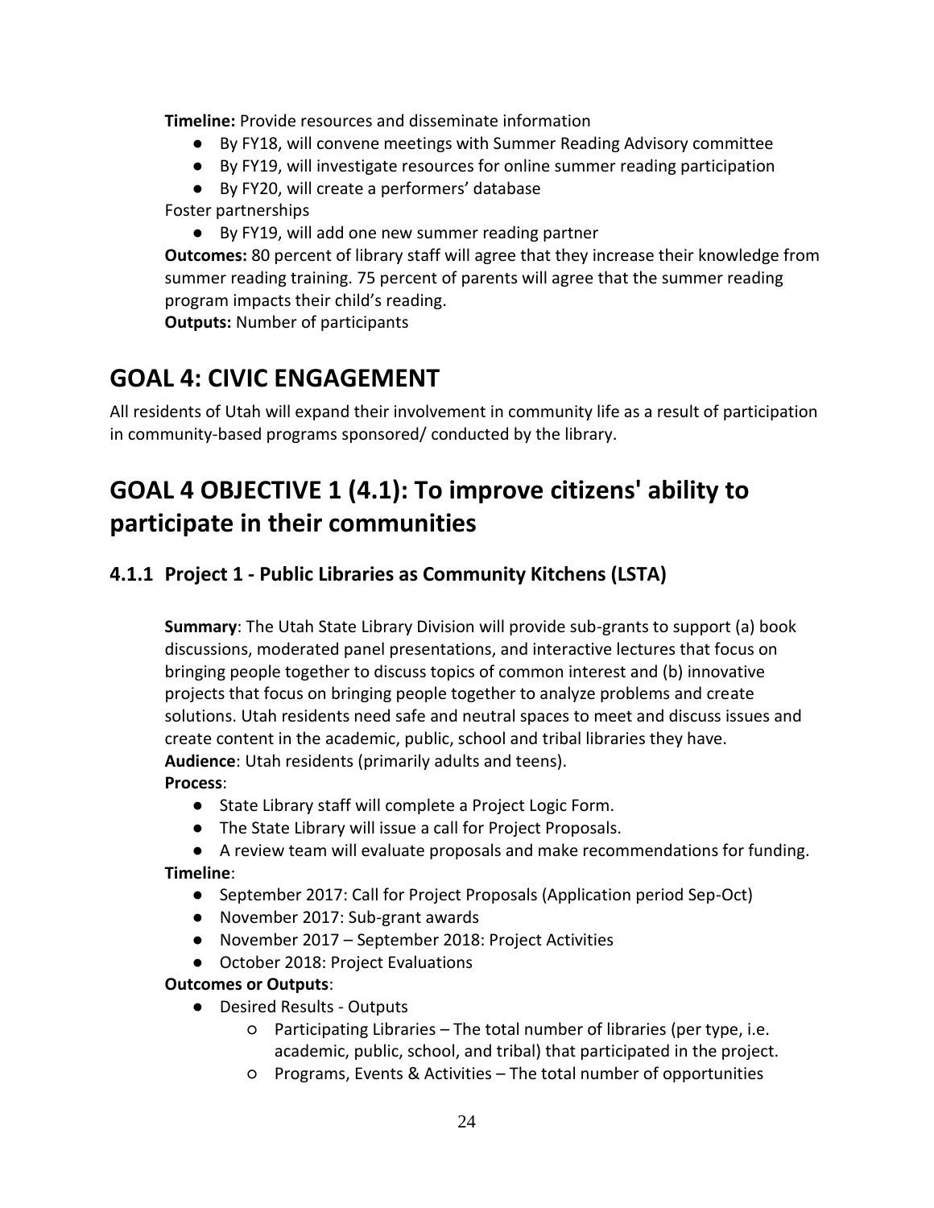**Timeline:** Provide resources and disseminate information

- By FY18, will convene meetings with Summer Reading Advisory committee
- By FY19, will investigate resources for online summer reading participation
- By FY20, will create a performers' database

Foster partnerships

- By FY19, will add one new summer reading partner

**Outcomes:** 80 percent of library staff will agree that they increase their knowledge from summer reading training. 75 percent of parents will agree that the summer reading program impacts their child's reading.

**Outputs:** Number of participants

# GOAL 4: CIVIC ENGAGEMENT

All residents of Utah will expand their involvement in community life as a result of participation in community-based programs sponsored/ conducted by the library.

# GOAL 4 OBJECTIVE 1 (4.1): To improve citizens' ability to participate in their communities

### 4.1.1 Project 1 - Public Libraries as Community Kitchens (LSTA)

**Summary**: The Utah State Library Division will provide sub-grants to support (a) book discussions, moderated panel presentations, and interactive lectures that focus on bringing people together to discuss topics of common interest and (b) innovative projects that focus on bringing people together to analyze problems and create solutions. Utah residents need safe and neutral spaces to meet and discuss issues and create content in the academic, public, school and tribal libraries they have.

**Audience**: Utah residents (primarily adults and teens).

**Process**:

- State Library staff will complete a Project Logic Form.
- The State Library will issue a call for Project Proposals.
- A review team will evaluate proposals and make recommendations for funding.

**Timeline**:

- September 2017: Call for Project Proposals (Application period Sep-Oct)
- November 2017: Sub-grant awards
- November 2017 – September 2018: Project Activities
- October 2018: Project Evaluations

**Outcomes or Outputs**:

- Desired Results - Outputs
  - Participating Libraries – The total number of libraries (per type, i.e. academic, public, school, and tribal) that participated in the project.
  - Programs, Events & Activities – The total number of opportunities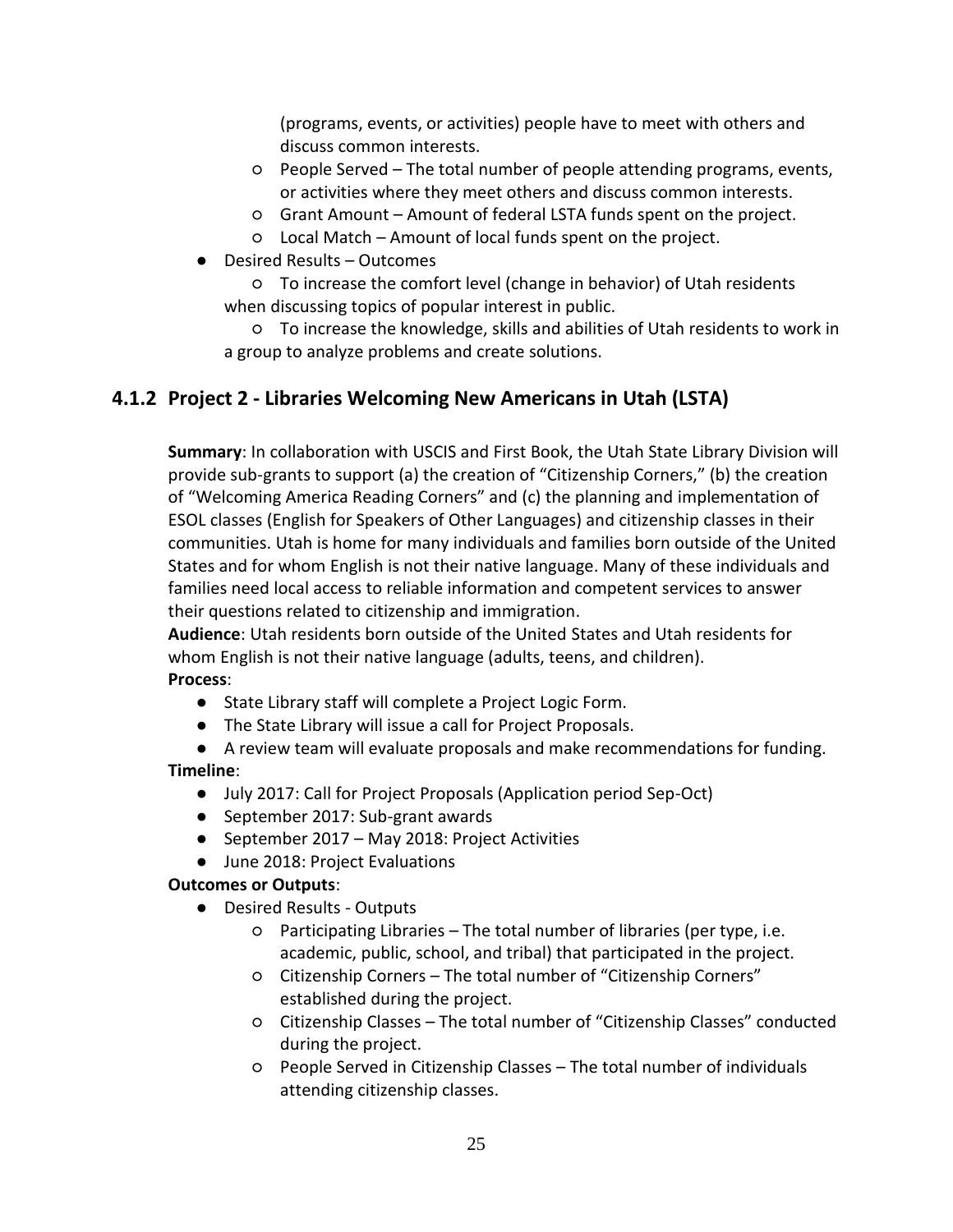(programs, events, or activities) people have to meet with others and discuss common interests.

    - People Served – The total number of people attending programs, events, or activities where they meet others and discuss common interests.
    - Grant Amount – Amount of federal LSTA funds spent on the project.
    - Local Match – Amount of local funds spent on the project.
- Desired Results – Outcomes
    - To increase the comfort level (change in behavior) of Utah residents when discussing topics of popular interest in public.
    - To increase the knowledge, skills and abilities of Utah residents to work in a group to analyze problems and create solutions.

### 4.1.2 Project 2 - Libraries Welcoming New Americans in Utah (LSTA)

**Summary**: In collaboration with USCIS and First Book, the Utah State Library Division will provide sub-grants to support (a) the creation of "Citizenship Corners," (b) the creation of "Welcoming America Reading Corners" and (c) the planning and implementation of ESOL classes (English for Speakers of Other Languages) and citizenship classes in their communities. Utah is home for many individuals and families born outside of the United States and for whom English is not their native language. Many of these individuals and families need local access to reliable information and competent services to answer their questions related to citizenship and immigration.

**Audience**: Utah residents born outside of the United States and Utah residents for whom English is not their native language (adults, teens, and children).

**Process**:

- State Library staff will complete a Project Logic Form.
- The State Library will issue a call for Project Proposals.
- A review team will evaluate proposals and make recommendations for funding.

**Timeline**:

- July 2017: Call for Project Proposals (Application period Sep-Oct)
- September 2017: Sub-grant awards
- September 2017 – May 2018: Project Activities
- June 2018: Project Evaluations

**Outcomes or Outputs**:

- Desired Results - Outputs
    - Participating Libraries – The total number of libraries (per type, i.e. academic, public, school, and tribal) that participated in the project.
    - Citizenship Corners – The total number of "Citizenship Corners" established during the project.
    - Citizenship Classes – The total number of "Citizenship Classes" conducted during the project.
    - People Served in Citizenship Classes – The total number of individuals attending citizenship classes.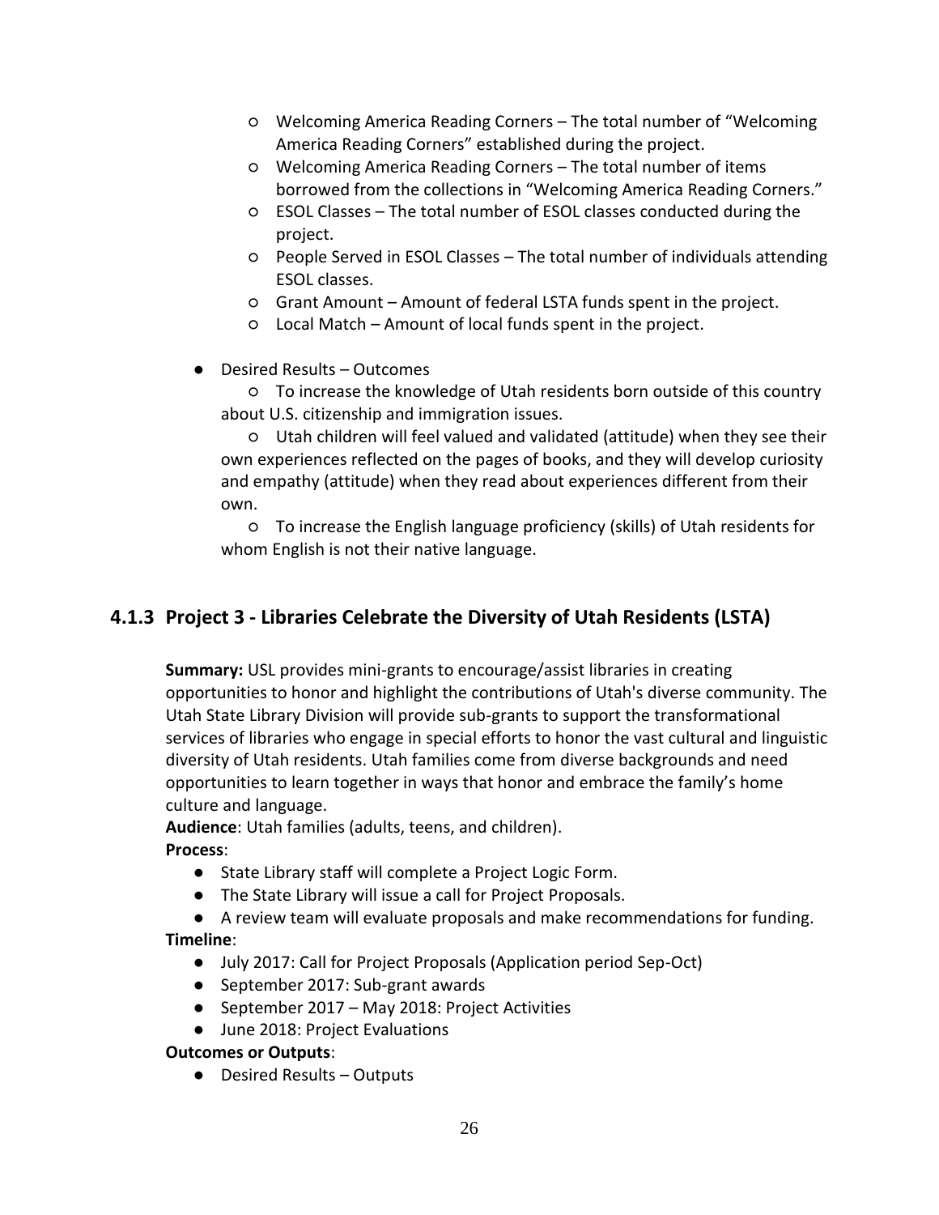- Welcoming America Reading Corners – The total number of "Welcoming America Reading Corners" established during the project.
  - Welcoming America Reading Corners – The total number of items borrowed from the collections in "Welcoming America Reading Corners."
  - ESOL Classes – The total number of ESOL classes conducted during the project.
  - People Served in ESOL Classes – The total number of individuals attending ESOL classes.
  - Grant Amount – Amount of federal LSTA funds spent in the project.
  - Local Match – Amount of local funds spent in the project.
- Desired Results – Outcomes
  - To increase the knowledge of Utah residents born outside of this country about U.S. citizenship and immigration issues.
  - Utah children will feel valued and validated (attitude) when they see their own experiences reflected on the pages of books, and they will develop curiosity and empathy (attitude) when they read about experiences different from their own.
  - To increase the English language proficiency (skills) of Utah residents for whom English is not their native language.

### 4.1.3 Project 3 - Libraries Celebrate the Diversity of Utah Residents (LSTA)

**Summary:** USL provides mini-grants to encourage/assist libraries in creating opportunities to honor and highlight the contributions of Utah's diverse community. The Utah State Library Division will provide sub-grants to support the transformational services of libraries who engage in special efforts to honor the vast cultural and linguistic diversity of Utah residents. Utah families come from diverse backgrounds and need opportunities to learn together in ways that honor and embrace the family's home culture and language.

**Audience**: Utah families (adults, teens, and children).

**Process**:

- State Library staff will complete a Project Logic Form.
- The State Library will issue a call for Project Proposals.
- A review team will evaluate proposals and make recommendations for funding.

**Timeline**:

- July 2017: Call for Project Proposals (Application period Sep-Oct)
- September 2017: Sub-grant awards
- September 2017 – May 2018: Project Activities
- June 2018: Project Evaluations

**Outcomes or Outputs**:

- Desired Results – Outputs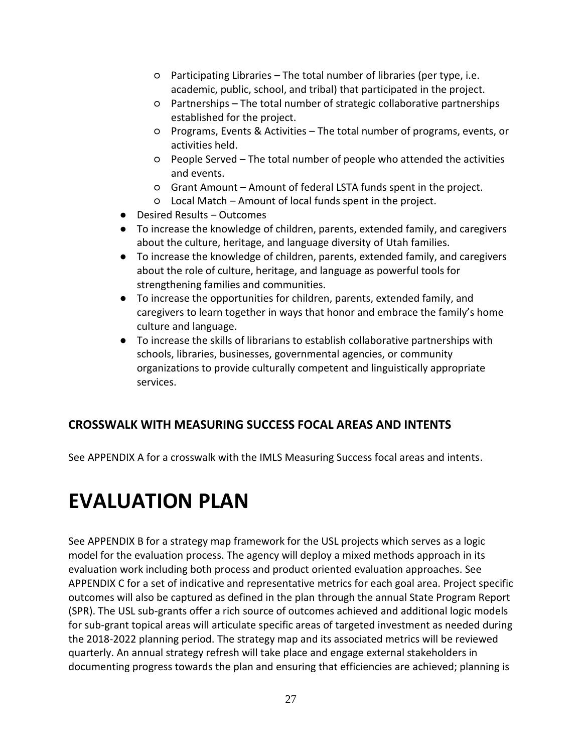- Participating Libraries – The total number of libraries (per type, i.e. academic, public, school, and tribal) that participated in the project.
  - Partnerships – The total number of strategic collaborative partnerships established for the project.
  - Programs, Events & Activities – The total number of programs, events, or activities held.
  - People Served – The total number of people who attended the activities and events.
  - Grant Amount – Amount of federal LSTA funds spent in the project.
  - Local Match – Amount of local funds spent in the project.
- Desired Results – Outcomes
- To increase the knowledge of children, parents, extended family, and caregivers about the culture, heritage, and language diversity of Utah families.
- To increase the knowledge of children, parents, extended family, and caregivers about the role of culture, heritage, and language as powerful tools for strengthening families and communities.
- To increase the opportunities for children, parents, extended family, and caregivers to learn together in ways that honor and embrace the family's home culture and language.
- To increase the skills of librarians to establish collaborative partnerships with schools, libraries, businesses, governmental agencies, or community organizations to provide culturally competent and linguistically appropriate services.

## CROSSWALK WITH MEASURING SUCCESS FOCAL AREAS AND INTENTS

See APPENDIX A for a crosswalk with the IMLS Measuring Success focal areas and intents.

# EVALUATION PLAN

See APPENDIX B for a strategy map framework for the USL projects which serves as a logic model for the evaluation process. The agency will deploy a mixed methods approach in its evaluation work including both process and product oriented evaluation approaches. See APPENDIX C for a set of indicative and representative metrics for each goal area. Project specific outcomes will also be captured as defined in the plan through the annual State Program Report (SPR). The USL sub-grants offer a rich source of outcomes achieved and additional logic models for sub-grant topical areas will articulate specific areas of targeted investment as needed during the 2018-2022 planning period. The strategy map and its associated metrics will be reviewed quarterly. An annual strategy refresh will take place and engage external stakeholders in documenting progress towards the plan and ensuring that efficiencies are achieved; planning is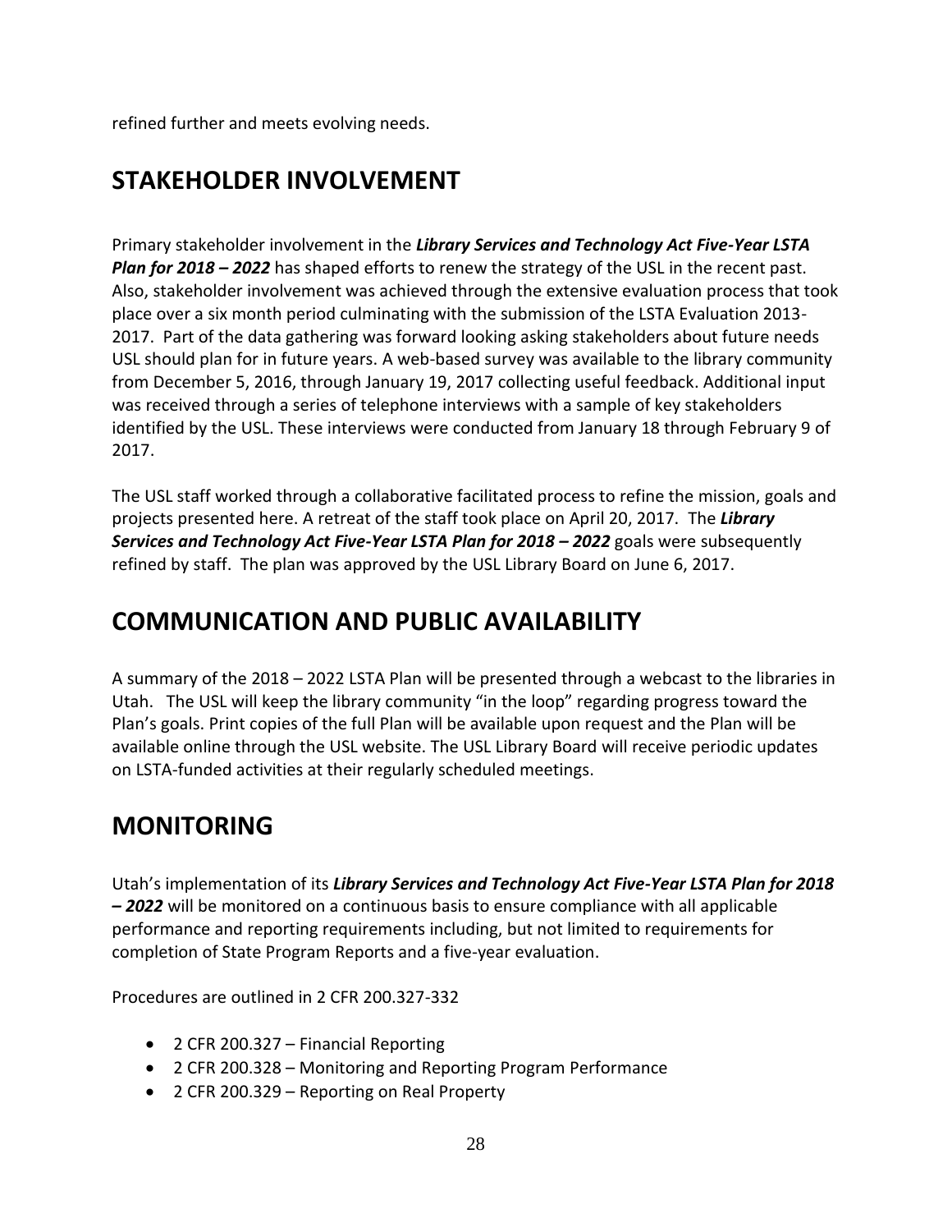refined further and meets evolving needs.

## STAKEHOLDER INVOLVEMENT

Primary stakeholder involvement in the ***Library Services and Technology Act Five-Year LSTA Plan for 2018 – 2022*** has shaped efforts to renew the strategy of the USL in the recent past. Also, stakeholder involvement was achieved through the extensive evaluation process that took place over a six month period culminating with the submission of the LSTA Evaluation 2013-2017. Part of the data gathering was forward looking asking stakeholders about future needs USL should plan for in future years. A web-based survey was available to the library community from December 5, 2016, through January 19, 2017 collecting useful feedback. Additional input was received through a series of telephone interviews with a sample of key stakeholders identified by the USL. These interviews were conducted from January 18 through February 9 of 2017.

The USL staff worked through a collaborative facilitated process to refine the mission, goals and projects presented here. A retreat of the staff took place on April 20, 2017. The ***Library Services and Technology Act Five-Year LSTA Plan for 2018 – 2022*** goals were subsequently refined by staff. The plan was approved by the USL Library Board on June 6, 2017.

## COMMUNICATION AND PUBLIC AVAILABILITY

A summary of the 2018 – 2022 LSTA Plan will be presented through a webcast to the libraries in Utah. The USL will keep the library community "in the loop" regarding progress toward the Plan's goals. Print copies of the full Plan will be available upon request and the Plan will be available online through the USL website. The USL Library Board will receive periodic updates on LSTA-funded activities at their regularly scheduled meetings.

## MONITORING

Utah's implementation of its ***Library Services and Technology Act Five-Year LSTA Plan for 2018 – 2022*** will be monitored on a continuous basis to ensure compliance with all applicable performance and reporting requirements including, but not limited to requirements for completion of State Program Reports and a five-year evaluation.

Procedures are outlined in 2 CFR 200.327-332

- 2 CFR 200.327 – Financial Reporting
- 2 CFR 200.328 – Monitoring and Reporting Program Performance
- 2 CFR 200.329 – Reporting on Real Property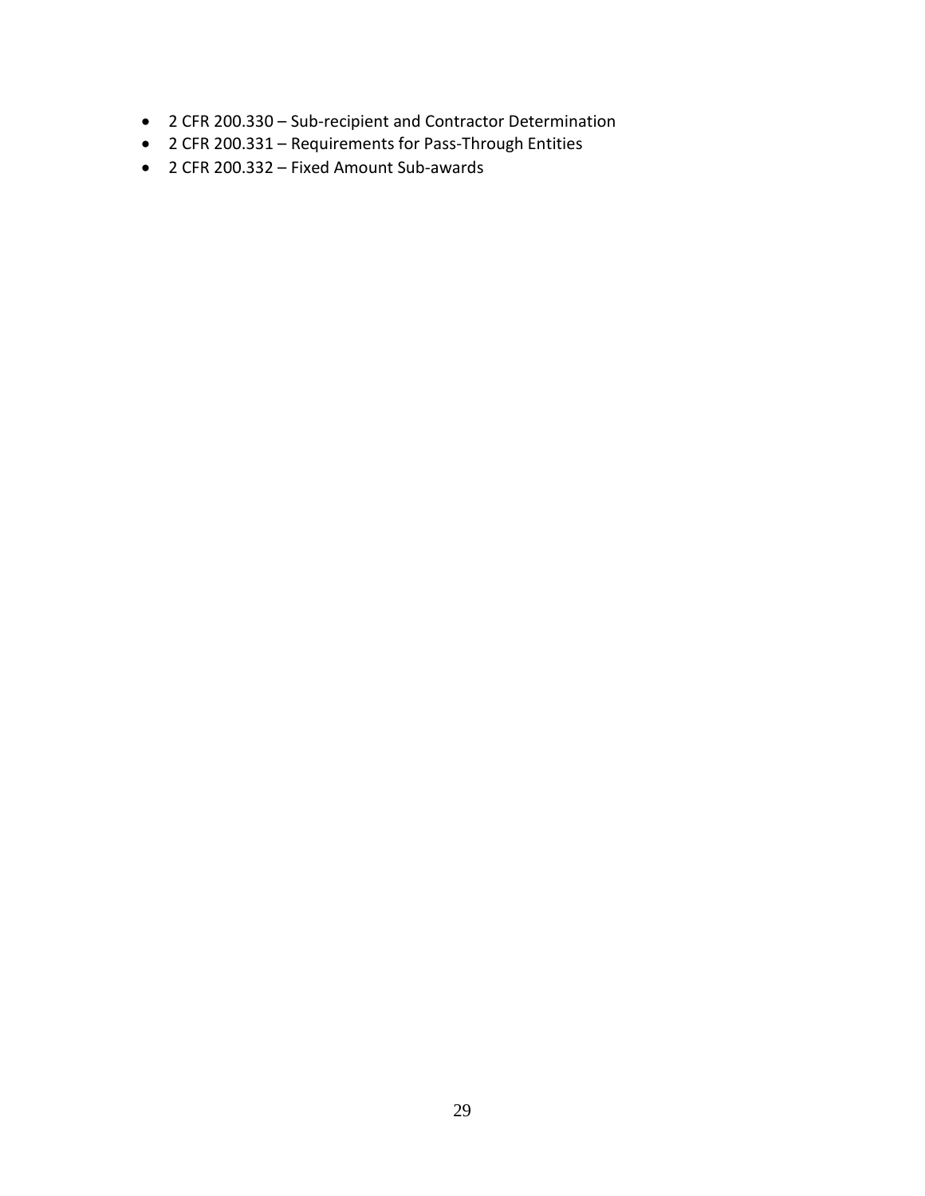- 2 CFR 200.330 – Sub-recipient and Contractor Determination
- 2 CFR 200.331 – Requirements for Pass-Through Entities
- 2 CFR 200.332 – Fixed Amount Sub-awards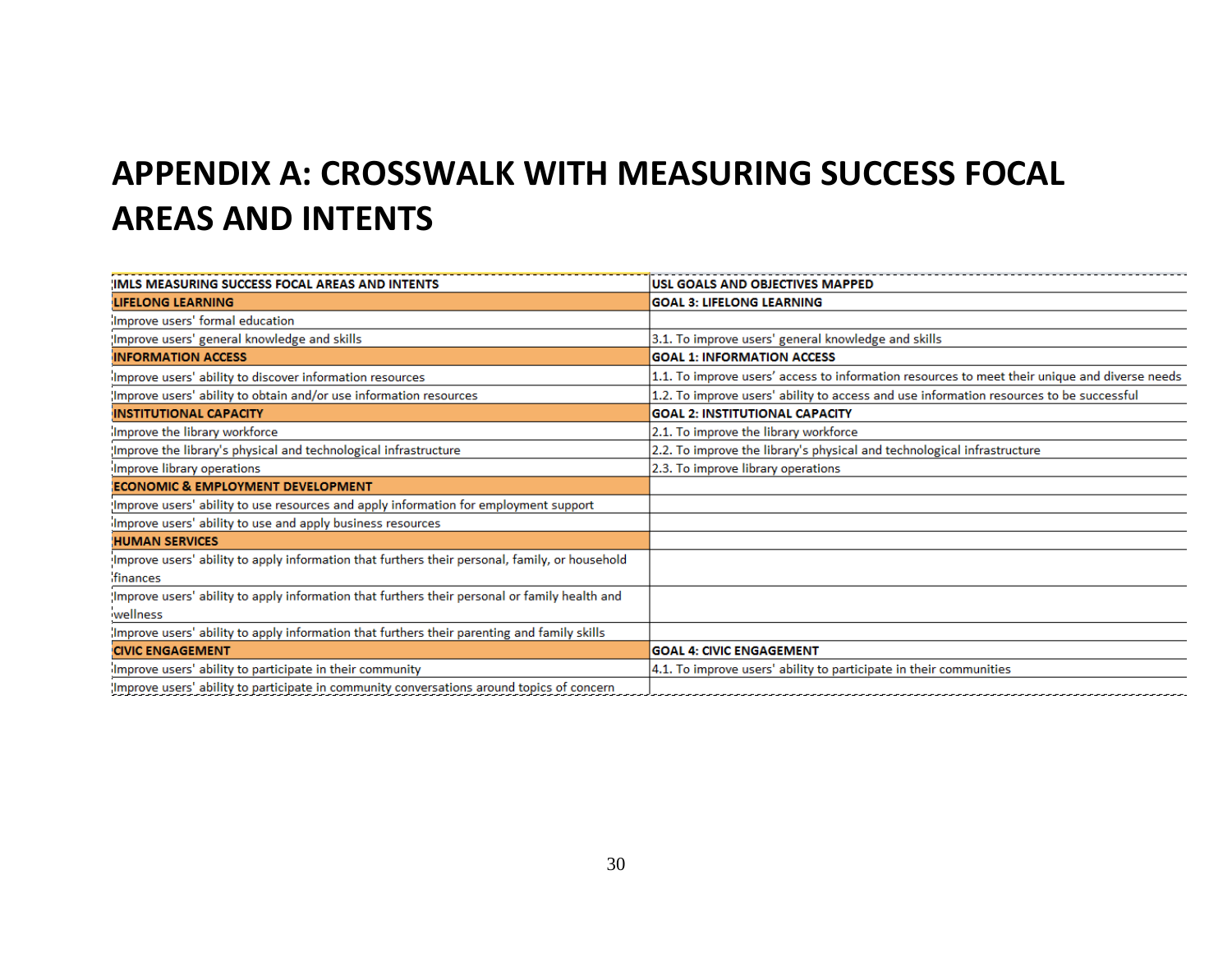# APPENDIX A: CROSSWALK WITH MEASURING SUCCESS FOCAL AREAS AND INTENTS

| IMLS MEASURING SUCCESS FOCAL AREAS AND INTENTS | USL GOALS AND OBJECTIVES MAPPED |
|---|---|
| **LIFELONG LEARNING** | **GOAL 3: LIFELONG LEARNING** |
| Improve users' formal education | |
| Improve users' general knowledge and skills | 3.1. To improve users' general knowledge and skills |
| **INFORMATION ACCESS** | **GOAL 1: INFORMATION ACCESS** |
| Improve users' ability to discover information resources | 1.1. To improve users' access to information resources to meet their unique and diverse needs |
| Improve users' ability to obtain and/or use information resources | 1.2. To improve users' ability to access and use information resources to be successful |
| **INSTITUTIONAL CAPACITY** | **GOAL 2: INSTITUTIONAL CAPACITY** |
| Improve the library workforce | 2.1. To improve the library workforce |
| Improve the library's physical and technological infrastructure | 2.2. To improve the library's physical and technological infrastructure |
| Improve library operations | 2.3. To improve library operations |
| **ECONOMIC & EMPLOYMENT DEVELOPMENT** | |
| Improve users' ability to use resources and apply information for employment support | |
| Improve users' ability to use and apply business resources | |
| **HUMAN SERVICES** | |
| Improve users' ability to apply information that furthers their personal, family, or household finances | |
| Improve users' ability to apply information that furthers their personal or family health and wellness | |
| Improve users' ability to apply information that furthers their parenting and family skills | |
| **CIVIC ENGAGEMENT** | **GOAL 4: CIVIC ENGAGEMENT** |
| Improve users' ability to participate in their community | 4.1. To improve users' ability to participate in their communities |
| Improve users' ability to participate in community conversations around topics of concern | |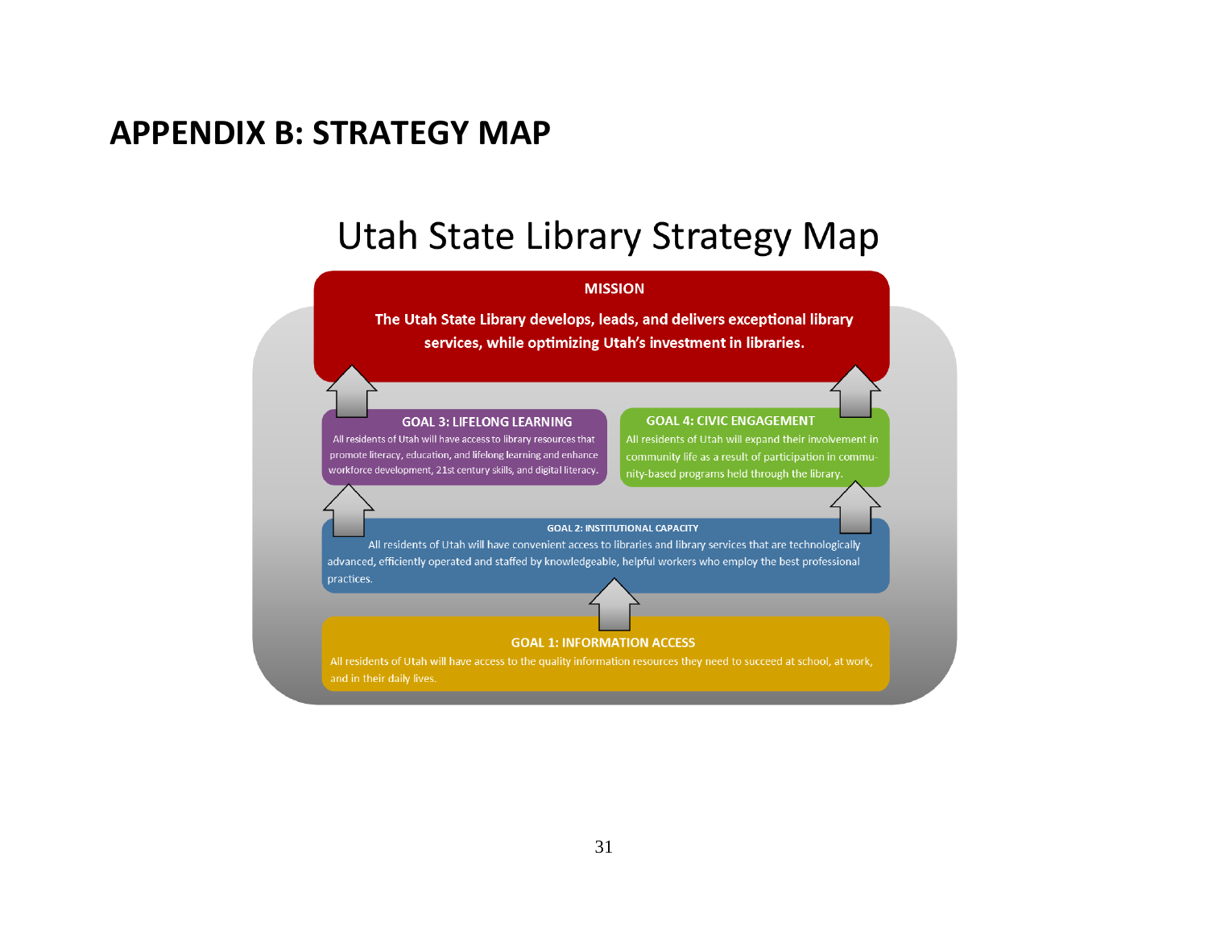# APPENDIX B: STRATEGY MAP

## Utah State Library Strategy Map

**MISSION**

**The Utah State Library develops, leads, and delivers exceptional library services, while optimizing Utah's investment in libraries.**

**GOAL 3: LIFELONG LEARNING**

All residents of Utah will have access to library resources that promote literacy, education, and lifelong learning and enhance workforce development, 21st century skills, and digital literacy.

**GOAL 4: CIVIC ENGAGEMENT**

All residents of Utah will expand their involvement in community life as a result of participation in community-based programs held through the library.

**GOAL 2: INSTITUTIONAL CAPACITY**

All residents of Utah will have convenient access to libraries and library services that are technologically advanced, efficiently operated and staffed by knowledgeable, helpful workers who employ the best professional practices.

**GOAL 1: INFORMATION ACCESS**

All residents of Utah will have access to the quality information resources they need to succeed at school, at work, and in their daily lives.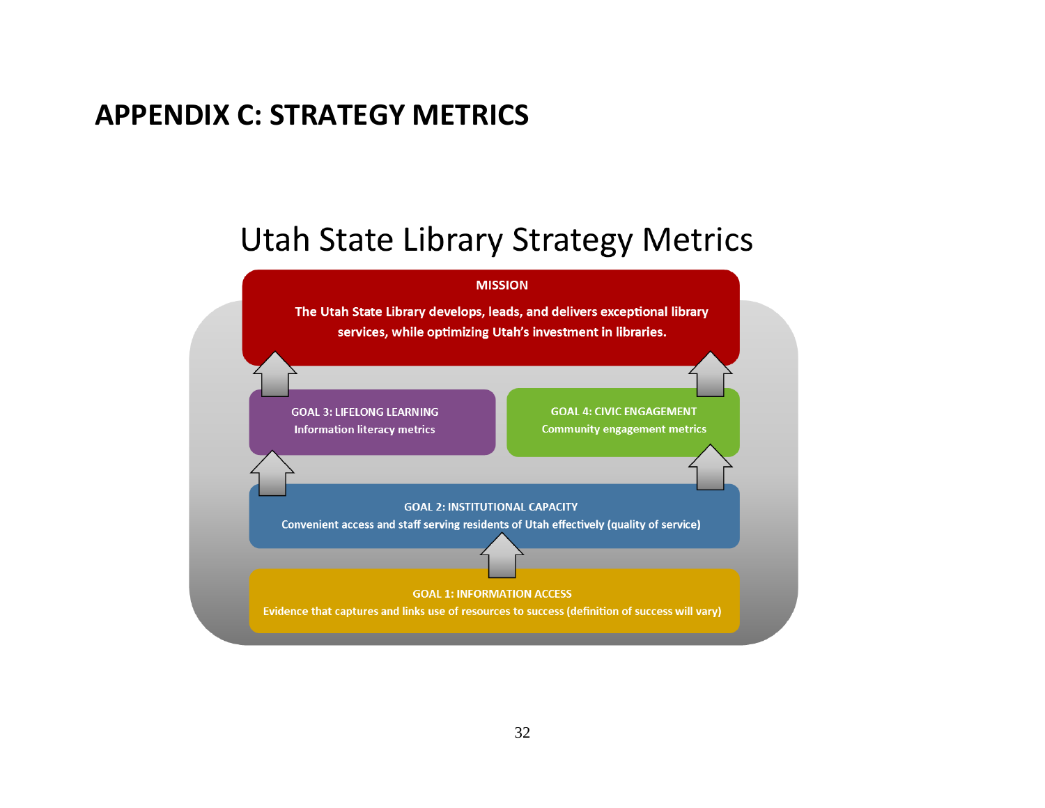# APPENDIX C: STRATEGY METRICS

## Utah State Library Strategy Metrics

**MISSION**

**The Utah State Library develops, leads, and delivers exceptional library services, while optimizing Utah's investment in libraries.**

**GOAL 3: LIFELONG LEARNING**
Information literacy metrics

**GOAL 4: CIVIC ENGAGEMENT**
Community engagement metrics

**GOAL 2: INSTITUTIONAL CAPACITY**
Convenient access and staff serving residents of Utah effectively (quality of service)

**GOAL 1: INFORMATION ACCESS**
Evidence that captures and links use of resources to success (definition of success will vary)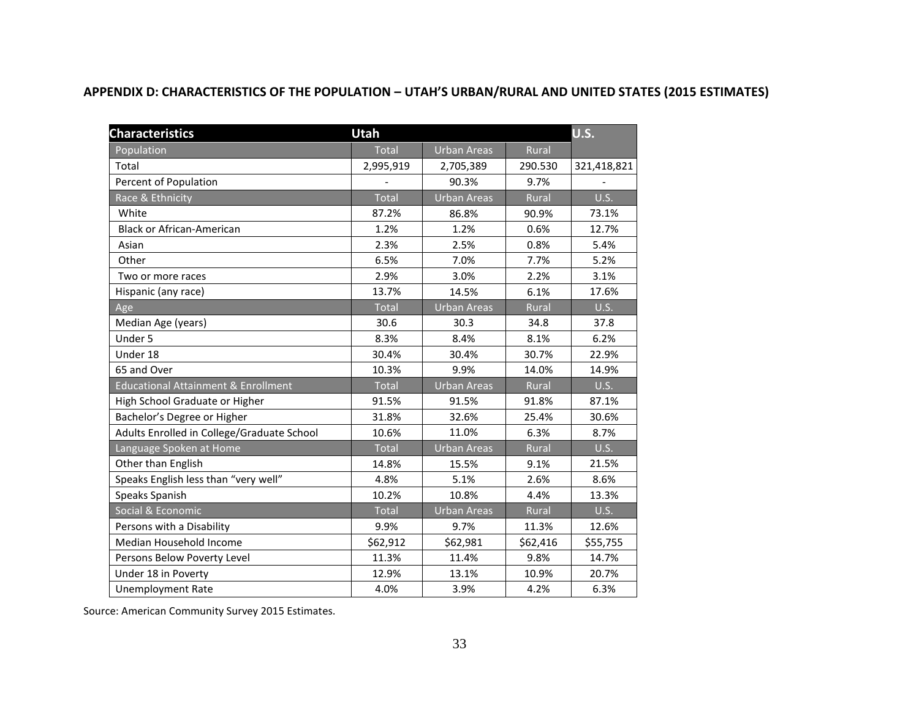## APPENDIX D: CHARACTERISTICS OF THE POPULATION – UTAH'S URBAN/RURAL AND UNITED STATES (2015 ESTIMATES)

| Characteristics | Utah | | | U.S. |
|---|---|---|---|---|
| Population | Total | Urban Areas | Rural | |
| Total | 2,995,919 | 2,705,389 | 290.530 | 321,418,821 |
| Percent of Population | - | 90.3% | 9.7% | - |
| Race & Ethnicity | Total | Urban Areas | Rural | U.S. |
| White | 87.2% | 86.8% | 90.9% | 73.1% |
| Black or African-American | 1.2% | 1.2% | 0.6% | 12.7% |
| Asian | 2.3% | 2.5% | 0.8% | 5.4% |
| Other | 6.5% | 7.0% | 7.7% | 5.2% |
| Two or more races | 2.9% | 3.0% | 2.2% | 3.1% |
| Hispanic (any race) | 13.7% | 14.5% | 6.1% | 17.6% |
| Age | Total | Urban Areas | Rural | U.S. |
| Median Age (years) | 30.6 | 30.3 | 34.8 | 37.8 |
| Under 5 | 8.3% | 8.4% | 8.1% | 6.2% |
| Under 18 | 30.4% | 30.4% | 30.7% | 22.9% |
| 65 and Over | 10.3% | 9.9% | 14.0% | 14.9% |
| Educational Attainment & Enrollment | Total | Urban Areas | Rural | U.S. |
| High School Graduate or Higher | 91.5% | 91.5% | 91.8% | 87.1% |
| Bachelor's Degree or Higher | 31.8% | 32.6% | 25.4% | 30.6% |
| Adults Enrolled in College/Graduate School | 10.6% | 11.0% | 6.3% | 8.7% |
| Language Spoken at Home | Total | Urban Areas | Rural | U.S. |
| Other than English | 14.8% | 15.5% | 9.1% | 21.5% |
| Speaks English less than "very well" | 4.8% | 5.1% | 2.6% | 8.6% |
| Speaks Spanish | 10.2% | 10.8% | 4.4% | 13.3% |
| Social & Economic | Total | Urban Areas | Rural | U.S. |
| Persons with a Disability | 9.9% | 9.7% | 11.3% | 12.6% |
| Median Household Income | $62,912 | $62,981 | $62,416 | $55,755 |
| Persons Below Poverty Level | 11.3% | 11.4% | 9.8% | 14.7% |
| Under 18 in Poverty | 12.9% | 13.1% | 10.9% | 20.7% |
| Unemployment Rate | 4.0% | 3.9% | 4.2% | 6.3% |

Source: American Community Survey 2015 Estimates.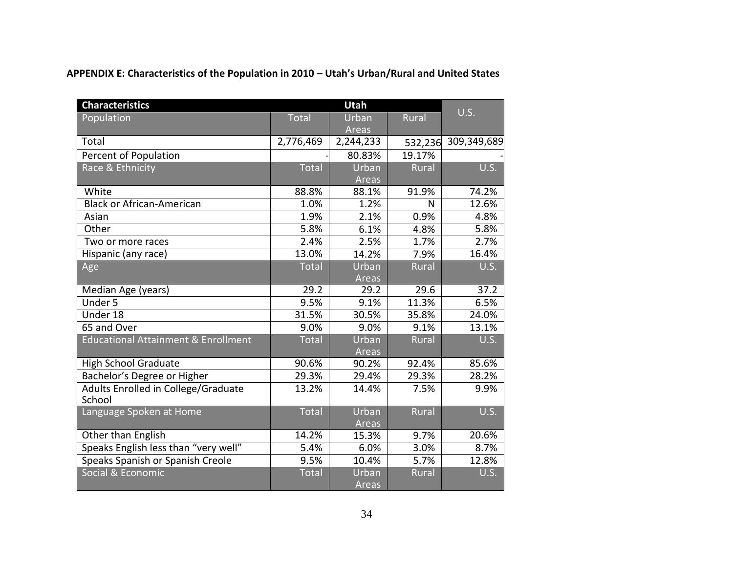**APPENDIX E: Characteristics of the Population in 2010 – Utah's Urban/Rural and United States**

| Characteristics | Utah | | | U.S. |
|---|---|---|---|---|
| Population | Total | Urban Areas | Rural | |
| Total | 2,776,469 | 2,244,233 | 532,236 | 309,349,689 |
| Percent of Population | - | 80.83% | 19.17% | - |
| Race & Ethnicity | Total | Urban Areas | Rural | U.S. |
| White | 88.8% | 88.1% | 91.9% | 74.2% |
| Black or African-American | 1.0% | 1.2% | N | 12.6% |
| Asian | 1.9% | 2.1% | 0.9% | 4.8% |
| Other | 5.8% | 6.1% | 4.8% | 5.8% |
| Two or more races | 2.4% | 2.5% | 1.7% | 2.7% |
| Hispanic (any race) | 13.0% | 14.2% | 7.9% | 16.4% |
| Age | Total | Urban Areas | Rural | U.S. |
| Median Age (years) | 29.2 | 29.2 | 29.6 | 37.2 |
| Under 5 | 9.5% | 9.1% | 11.3% | 6.5% |
| Under 18 | 31.5% | 30.5% | 35.8% | 24.0% |
| 65 and Over | 9.0% | 9.0% | 9.1% | 13.1% |
| Educational Attainment & Enrollment | Total | Urban Areas | Rural | U.S. |
| High School Graduate | 90.6% | 90.2% | 92.4% | 85.6% |
| Bachelor's Degree or Higher | 29.3% | 29.4% | 29.3% | 28.2% |
| Adults Enrolled in College/Graduate School | 13.2% | 14.4% | 7.5% | 9.9% |
| Language Spoken at Home | Total | Urban Areas | Rural | U.S. |
| Other than English | 14.2% | 15.3% | 9.7% | 20.6% |
| Speaks English less than "very well" | 5.4% | 6.0% | 3.0% | 8.7% |
| Speaks Spanish or Spanish Creole | 9.5% | 10.4% | 5.7% | 12.8% |
| Social & Economic | Total | Urban Areas | Rural | U.S. |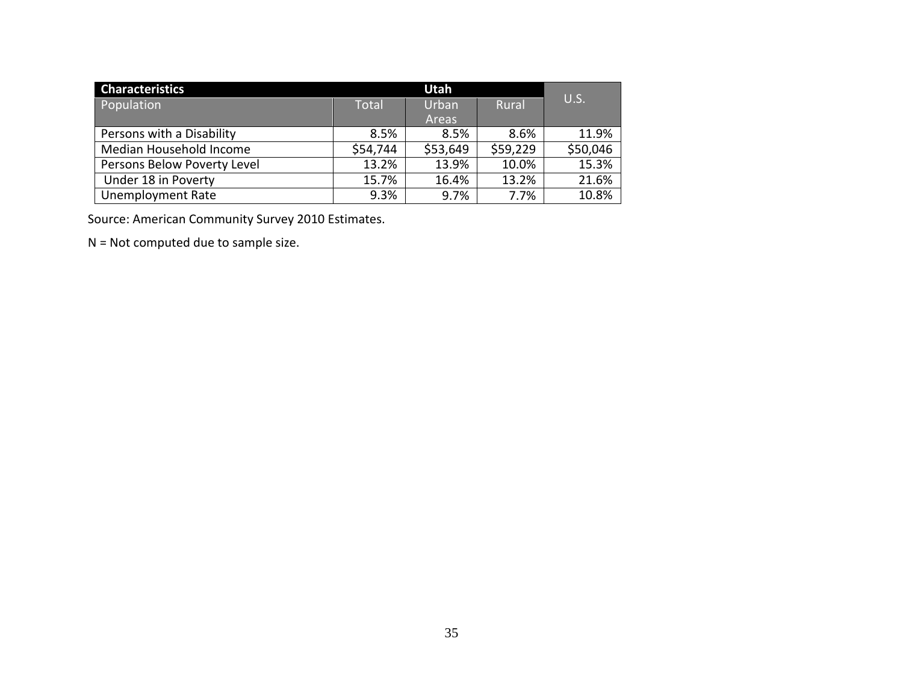| Characteristics | Utah | | | U.S. |
|---|---|---|---|---|
| Population | Total | Urban Areas | Rural | |
| Persons with a Disability | 8.5% | 8.5% | 8.6% | 11.9% |
| Median Household Income | $54,744 | $53,649 | $59,229 | $50,046 |
| Persons Below Poverty Level | 13.2% | 13.9% | 10.0% | 15.3% |
| Under 18 in Poverty | 15.7% | 16.4% | 13.2% | 21.6% |
| Unemployment Rate | 9.3% | 9.7% | 7.7% | 10.8% |

Source: American Community Survey 2010 Estimates.

N = Not computed due to sample size.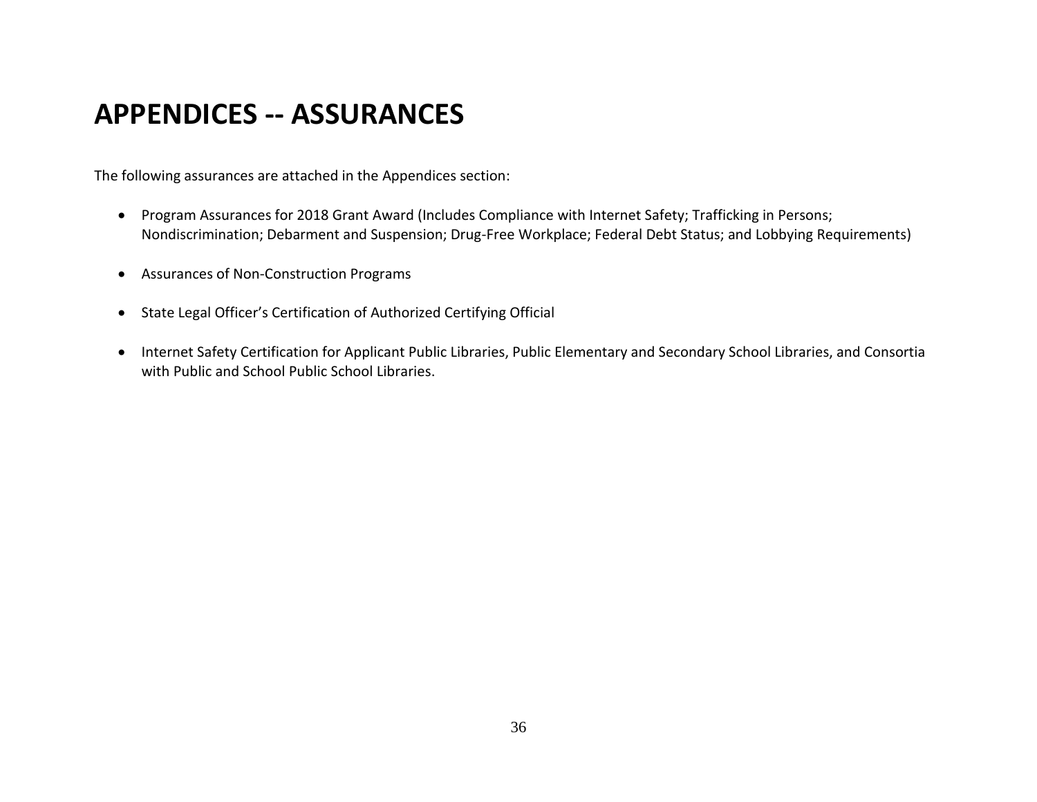# APPENDICES -- ASSURANCES

The following assurances are attached in the Appendices section:

- Program Assurances for 2018 Grant Award (Includes Compliance with Internet Safety; Trafficking in Persons; Nondiscrimination; Debarment and Suspension; Drug-Free Workplace; Federal Debt Status; and Lobbying Requirements)

- Assurances of Non-Construction Programs

- State Legal Officer's Certification of Authorized Certifying Official

- Internet Safety Certification for Applicant Public Libraries, Public Elementary and Secondary School Libraries, and Consortia with Public and School Public School Libraries.